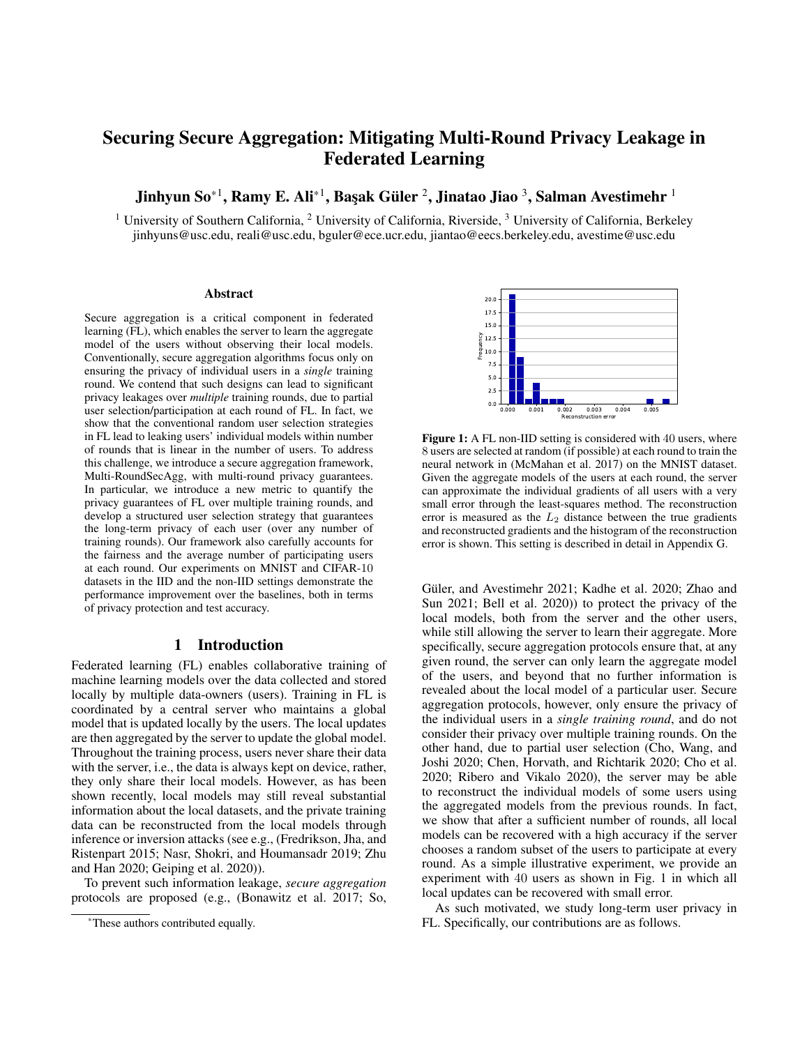# Securing Secure Aggregation: Mitigating Multi-Round Privacy Leakage in Federated Learning

**Jinhyun So*[1], Ramy E. Ali*[1], Başak Güler [2], Jinatao Jiao [3], Salman Avestimehr [1]**

[1] University of Southern California, [2] University of California, Riverside, [3] University of California, Berkeley
jinhyuns@usc.edu, reali@usc.edu, bguler@ece.ucr.edu, jiantao@eecs.berkeley.edu, avestime@usc.edu

### Abstract

Secure aggregation is a critical component in federated learning (FL), which enables the server to learn the aggregate model of the users without observing their local models. Conventionally, secure aggregation algorithms focus only on ensuring the privacy of individual users in a *single* training round. We contend that such designs can lead to significant privacy leakages over *multiple* training rounds, due to partial user selection/participation at each round of FL. In fact, we show that the conventional random user selection strategies in FL lead to leaking users' individual models within number of rounds that is linear in the number of users. To address this challenge, we introduce a secure aggregation framework, Multi-RoundSecAgg, with multi-round privacy guarantees. In particular, we introduce a new metric to quantify the privacy guarantees of FL over multiple training rounds, and develop a structured user selection strategy that guarantees the long-term privacy of each user (over any number of training rounds). Our framework also carefully accounts for the fairness and the average number of participating users at each round. Our experiments on MNIST and CIFAR-10 datasets in the IID and the non-IID settings demonstrate the performance improvement over the baselines, both in terms of privacy protection and test accuracy.

## 1 Introduction

Federated learning (FL) enables collaborative training of machine learning models over the data collected and stored locally by multiple data-owners (users). Training in FL is coordinated by a central server who maintains a global model that is updated locally by the users. The local updates are then aggregated by the server to update the global model. Throughout the training process, users never share their data with the server, i.e., the data is always kept on device, rather, they only share their local models. However, as has been shown recently, local models may still reveal substantial information about the local datasets, and the private training data can be reconstructed from the local models through inference or inversion attacks (see e.g., (Fredrikson, Jha, and Ristenpart 2015; Nasr, Shokri, and Houmansadr 2019; Zhu and Han 2020; Geiping et al. 2020)).

To prevent such information leakage, *secure aggregation* protocols are proposed (e.g., (Bonawitz et al. 2017; So, Güler, and Avestimehr 2021; Kadhe et al. 2020; Zhao and Sun 2021; Bell et al. 2020)) to protect the privacy of the local models, both from the server and the other users, while still allowing the server to learn their aggregate. More specifically, secure aggregation protocols ensure that, at any given round, the server can only learn the aggregate model of the users, and beyond that no further information is revealed about the local model of a particular user. Secure aggregation protocols, however, only ensure the privacy of the individual users in a *single training round*, and do not consider their privacy over multiple training rounds. On the other hand, due to partial user selection (Cho, Wang, and Joshi 2020; Chen, Horvath, and Richtarik 2020; Cho et al. 2020; Ribero and Vikalo 2020), the server may be able to reconstruct the individual models of some users using the aggregated models from the previous rounds. In fact, we show that after a sufficient number of rounds, all local models can be recovered with a high accuracy if the server chooses a random subset of the users to participate at every round. As a simple illustrative experiment, we provide an experiment with 40 users as shown in Fig. 1 in which all local updates can be recovered with small error.

**Figure 1:** A FL non-IID setting is considered with 40 users, where 8 users are selected at random (if possible) at each round to train the neural network in (McMahan et al. 2017) on the MNIST dataset. Given the aggregate models of the users at each round, the server can approximate the individual gradients of all users with a very small error through the least-squares method. The reconstruction error is measured as the $L_2$ distance between the true gradients and reconstructed gradients and the histogram of the reconstruction error is shown. This setting is described in detail in Appendix G.

As such motivated, we study long-term user privacy in FL. Specifically, our contributions are as follows.

*These authors contributed equally.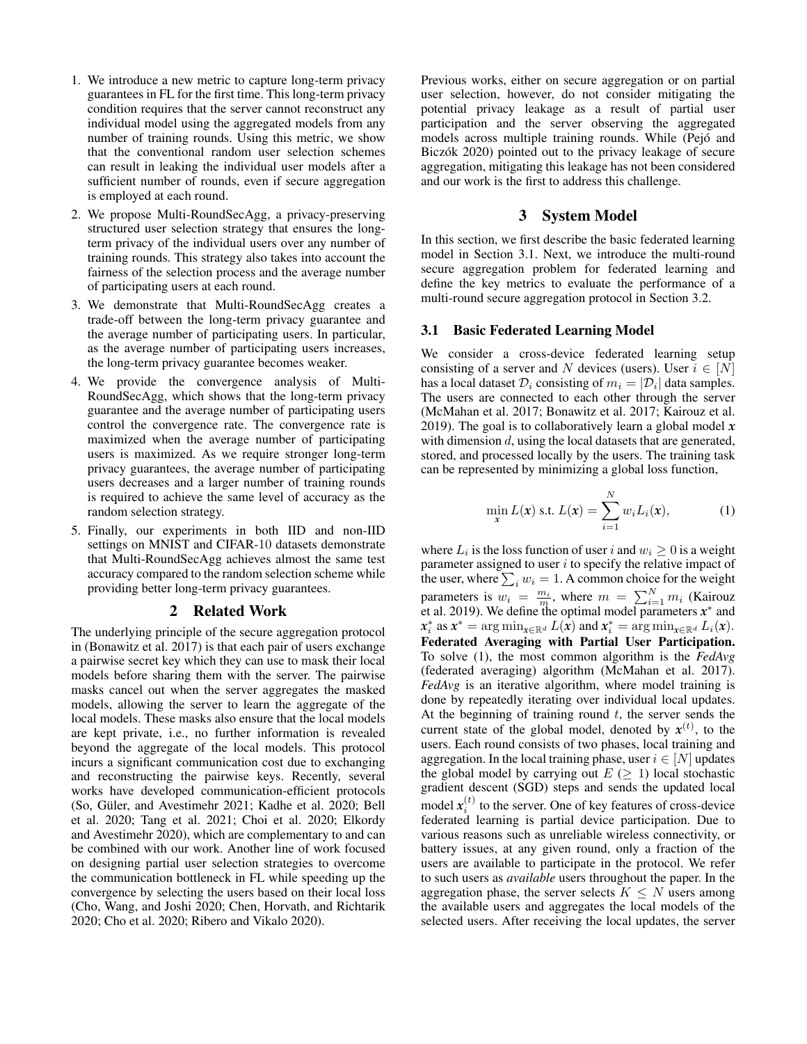1. We introduce a new metric to capture long-term privacy guarantees in FL for the first time. This long-term privacy condition requires that the server cannot reconstruct any individual model using the aggregated models from any number of training rounds. Using this metric, we show that the conventional random user selection schemes can result in leaking the individual user models after a sufficient number of rounds, even if secure aggregation is employed at each round.
2. We propose Multi-RoundSecAgg, a privacy-preserving structured user selection strategy that ensures the long-term privacy of the individual users over any number of training rounds. This strategy also takes into account the fairness of the selection process and the average number of participating users at each round.
3. We demonstrate that Multi-RoundSecAgg creates a trade-off between the long-term privacy guarantee and the average number of participating users. In particular, as the average number of participating users increases, the long-term privacy guarantee becomes weaker.
4. We provide the convergence analysis of Multi-RoundSecAgg, which shows that the long-term privacy guarantee and the average number of participating users control the convergence rate. The convergence rate is maximized when the average number of participating users is maximized. As we require stronger long-term privacy guarantees, the average number of participating users decreases and a larger number of training rounds is required to achieve the same level of accuracy as the random selection strategy.
5. Finally, our experiments in both IID and non-IID settings on MNIST and CIFAR-10 datasets demonstrate that Multi-RoundSecAgg achieves almost the same test accuracy compared to the random selection scheme while providing better long-term privacy guarantees.

## 2 Related Work

The underlying principle of the secure aggregation protocol in (Bonawitz et al. 2017) is that each pair of users exchange a pairwise secret key which they can use to mask their local models before sharing them with the server. The pairwise masks cancel out when the server aggregates the masked models, allowing the server to learn the aggregate of the local models. These masks also ensure that the local models are kept private, i.e., no further information is revealed beyond the aggregate of the local models. This protocol incurs a significant communication cost due to exchanging and reconstructing the pairwise keys. Recently, several works have developed communication-efficient protocols (So, Güler, and Avestimehr 2021; Kadhe et al. 2020; Bell et al. 2020; Tang et al. 2021; Choi et al. 2020; Elkordy and Avestimehr 2020), which are complementary to and can be combined with our work. Another line of work focused on designing partial user selection strategies to overcome the communication bottleneck in FL while speeding up the convergence by selecting the users based on their local loss (Cho, Wang, and Joshi 2020; Chen, Horvath, and Richtarik 2020; Cho et al. 2020; Ribero and Vikalo 2020).

Previous works, either on secure aggregation or on partial user selection, however, do not consider mitigating the potential privacy leakage as a result of partial user participation and the server observing the aggregated models across multiple training rounds. While (Pejó and Biczók 2020) pointed out to the privacy leakage of secure aggregation, mitigating this leakage has not been considered and our work is the first to address this challenge.

## 3 System Model

In this section, we first describe the basic federated learning model in Section 3.1. Next, we introduce the multi-round secure aggregation problem for federated learning and define the key metrics to evaluate the performance of a multi-round secure aggregation protocol in Section 3.2.

### 3.1 Basic Federated Learning Model

We consider a cross-device federated learning setup consisting of a server and $N$ devices (users). User $i \in [N]$ has a local dataset $\mathcal{D}_i$ consisting of $m_i = |\mathcal{D}_i|$ data samples. The users are connected to each other through the server (McMahan et al. 2017; Bonawitz et al. 2017; Kairouz et al. 2019). The goal is to collaboratively learn a global model $\boldsymbol{x}$ with dimension $d$, using the local datasets that are generated, stored, and processed locally by the users. The training task can be represented by minimizing a global loss function,

$$\min_{\boldsymbol{x}} L(\boldsymbol{x}) \text{ s.t. } L(\boldsymbol{x}) = \sum_{i=1}^{N} w_i L_i(\boldsymbol{x}), \tag{1}$$

where $L_i$ is the loss function of user $i$ and $w_i \geq 0$ is a weight parameter assigned to user $i$ to specify the relative impact of the user, where $\sum_i w_i = 1$. A common choice for the weight parameters is $w_i = \frac{m_i}{m}$, where $m = \sum_{i=1}^{N} m_i$ (Kairouz et al. 2019). We define the optimal model parameters $\boldsymbol{x}^*$ and $\boldsymbol{x}_i^*$ as $\boldsymbol{x}^* = \arg\min_{\boldsymbol{x} \in \mathbb{R}^d} L(\boldsymbol{x})$ and $\boldsymbol{x}_i^* = \arg\min_{\boldsymbol{x} \in \mathbb{R}^d} L_i(\boldsymbol{x})$.

**Federated Averaging with Partial User Participation.** To solve (1), the most common algorithm is the ***FedAvg*** (federated averaging) algorithm (McMahan et al. 2017). *FedAvg* is an iterative algorithm, where model training is done by repeatedly iterating over individual local updates. At the beginning of training round $t$, the server sends the current state of the global model, denoted by $\boldsymbol{x}^{(t)}$, to the users. Each round consists of two phases, local training and aggregation. In the local training phase, user $i \in [N]$ updates the global model by carrying out $E$ ($\geq 1$) local stochastic gradient descent (SGD) steps and sends the updated local model $\boldsymbol{x}_i^{(t)}$ to the server. One of key features of cross-device federated learning is partial device participation. Due to various reasons such as unreliable wireless connectivity, or battery issues, at any given round, only a fraction of the users are available to participate in the protocol. We refer to such users as *available* users throughout the paper. In the aggregation phase, the server selects $K \leq N$ users among the available users and aggregates the local models of the selected users. After receiving the local updates, the server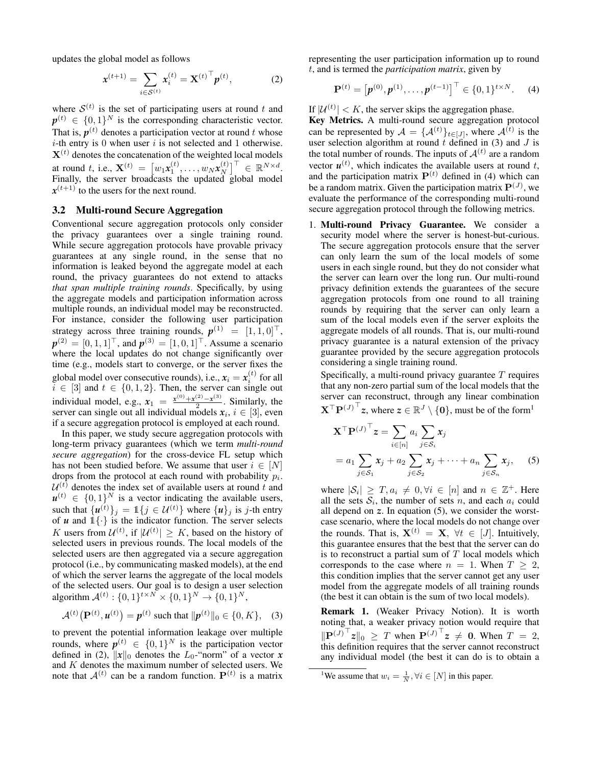updates the global model as follows

$$\boldsymbol{x}^{(t+1)} = \sum_{i \in \mathcal{S}^{(t)}} \boldsymbol{x}_i^{(t)} = {\mathbf{X}^{(t)}}^\top \boldsymbol{p}^{(t)}, \tag{2}$$

where $\mathcal{S}^{(t)}$ is the set of participating users at round $t$ and $\boldsymbol{p}^{(t)} \in \{0,1\}^N$ is the corresponding characteristic vector. That is, $\boldsymbol{p}^{(t)}$ denotes a participation vector at round $t$ whose $i$-th entry is 0 when user $i$ is not selected and 1 otherwise. $\mathbf{X}^{(t)}$ denotes the concatenation of the weighted local models at round $t$, i.e., $\mathbf{X}^{(t)} = \left[w_1 \boldsymbol{x}_1^{(t)}, \dots, w_N \boldsymbol{x}_N^{(t)}\right]^\top \in \mathbb{R}^{N \times d}$. Finally, the server broadcasts the updated global model $\boldsymbol{x}^{(t+1)}$ to the users for the next round.

### 3.2 Multi-round Secure Aggregation

Conventional secure aggregation protocols only consider the privacy guarantees over a single training round. While secure aggregation protocols have provable privacy guarantees at any single round, in the sense that no information is leaked beyond the aggregate model at each round, the privacy guarantees do not extend to attacks *that span multiple training rounds*. Specifically, by using the aggregate models and participation information across multiple rounds, an individual model may be reconstructed. For instance, consider the following user participation strategy across three training rounds, $\boldsymbol{p}^{(1)} = [1,1,0]^\top$, $\boldsymbol{p}^{(2)} = [0,1,1]^\top$, and $\boldsymbol{p}^{(3)} = [1,0,1]^\top$. Assume a scenario where the local updates do not change significantly over time (e.g., models start to converge, or the server fixes the global model over consecutive rounds), i.e., $\boldsymbol{x}_i = \boldsymbol{x}_i^{(t)}$ for all $i \in [3]$ and $t \in \{0,1,2\}$. Then, the server can single out individual model, e.g., $\boldsymbol{x}_1 = \frac{\boldsymbol{x}^{(0)} + \boldsymbol{x}^{(2)} - \boldsymbol{x}^{(3)}}{2}$. Similarly, the server can single out all individual models $\boldsymbol{x}_i, i \in [3]$, even if a secure aggregation protocol is employed at each round.

In this paper, we study secure aggregation protocols with long-term privacy guarantees (which we term *multi-round secure aggregation*) for the cross-device FL setup which has not been studied before. We assume that user $i \in [N]$ drops from the protocol at each round with probability $p_i$. $\mathcal{U}^{(t)}$ denotes the index set of available users at round $t$ and $\boldsymbol{u}^{(t)} \in \{0,1\}^N$ is a vector indicating the available users, such that $\{\boldsymbol{u}^{(t)}\}_j = \mathbb{1}\{j \in \mathcal{U}^{(t)}\}$ where $\{\boldsymbol{u}\}_j$ is $j$-th entry of $\boldsymbol{u}$ and $\mathbb{1}\{\cdot\}$ is the indicator function. The server selects $K$ users from $\mathcal{U}^{(t)}$, if $|\mathcal{U}^{(t)}| \geq K$, based on the history of selected users in previous rounds. The local models of the selected users are then aggregated via a secure aggregation protocol (i.e., by communicating masked models), at the end of which the server learns the aggregate of the local models of the selected users. Our goal is to design a user selection algorithm $\mathcal{A}^{(t)} : \{0,1\}^{t \times N} \times \{0,1\}^N \to \{0,1\}^N$,

$$\mathcal{A}^{(t)}\left(\mathbf{P}^{(t)}, \boldsymbol{u}^{(t)}\right) = \boldsymbol{p}^{(t)} \text{ such that } \|\boldsymbol{p}^{(t)}\|_0 \in \{0, K\}, \tag{3}$$

to prevent the potential information leakage over multiple rounds, where $\boldsymbol{p}^{(t)} \in \{0,1\}^N$ is the participation vector defined in (2), $\|\boldsymbol{x}\|_0$ denotes the $L_0$-"norm" of a vector $\boldsymbol{x}$ and $K$ denotes the maximum number of selected users. We note that $\mathcal{A}^{(t)}$ can be a random function. $\mathbf{P}^{(t)}$ is a matrix representing the user participation information up to round $t$, and is termed the *participation matrix*, given by

$$\mathbf{P}^{(t)} = \left[\boldsymbol{p}^{(0)}, \boldsymbol{p}^{(1)}, \dots, \boldsymbol{p}^{(t-1)}\right]^\top \in \{0,1\}^{t \times N}. \tag{4}$$

If $|\mathcal{U}^{(t)}| < K$, the server skips the aggregation phase.

**Key Metrics.** A multi-round secure aggregation protocol can be represented by $\mathcal{A} = \{\mathcal{A}^{(t)}\}_{t \in [J]}$, where $\mathcal{A}^{(t)}$ is the user selection algorithm at round $t$ defined in (3) and $J$ is the total number of rounds. The inputs of $\mathcal{A}^{(t)}$ are a random vector $\boldsymbol{u}^{(t)}$, which indicates the available users at round $t$, and the participation matrix $\mathbf{P}^{(t)}$ defined in (4) which can be a random matrix. Given the participation matrix $\mathbf{P}^{(J)}$, we evaluate the performance of the corresponding multi-round secure aggregation protocol through the following metrics.

1. **Multi-round Privacy Guarantee.** We consider a security model where the server is honest-but-curious. The secure aggregation protocols ensure that the server can only learn the sum of the local models of some users in each single round, but they do not consider what the server can learn over the long run. Our multi-round privacy definition extends the guarantees of the secure aggregation protocols from one round to all training rounds by requiring that the server can only learn a sum of the local models even if the server exploits the aggregate models of all rounds. That is, our multi-round privacy guarantee is a natural extension of the privacy guarantee provided by the secure aggregation protocols considering a single training round.

   Specifically, a multi-round privacy guarantee $T$ requires that any non-zero partial sum of the local models that the server can reconstruct, through any linear combination $\mathbf{X}^\top {\mathbf{P}^{(J)}}^\top \boldsymbol{z}$, where $\boldsymbol{z} \in \mathbb{R}^J \setminus \{\mathbf{0}\}$, must be of the form[1]

   $$\begin{aligned} \mathbf{X}^\top {\mathbf{P}^{(J)}}^\top \boldsymbol{z} &= \sum_{i \in [n]} a_i \sum_{j \in \mathcal{S}_i} \boldsymbol{x}_j \\ &= a_1 \sum_{j \in \mathcal{S}_1} \boldsymbol{x}_j + a_2 \sum_{j \in \mathcal{S}_2} \boldsymbol{x}_j + \dots + a_n \sum_{j \in \mathcal{S}_n} \boldsymbol{x}_j, \end{aligned} \tag{5}$$

   where $|\mathcal{S}_i| \geq T, a_i \neq 0, \forall i \in [n]$ and $n \in \mathbb{Z}^+$. Here all the sets $\mathcal{S}_i$, the number of sets $n$, and each $a_i$ could all depend on $\boldsymbol{z}$. In equation (5), we consider the worst-case scenario, where the local models do not change over the rounds. That is, $\mathbf{X}^{(t)} = \mathbf{X}, \forall t \in [J]$. Intuitively, this guarantee ensures that the best that the server can do is to reconstruct a partial sum of $T$ local models which corresponds to the case where $n = 1$. When $T \geq 2$, this condition implies that the server cannot get any user model from the aggregate models of all training rounds (the best it can obtain is the sum of two local models).

   **Remark 1.** (Weaker Privacy Notion). It is worth noting that, a weaker privacy notion would require that $\|{\mathbf{P}^{(J)}}^\top \boldsymbol{z}\|_0 \geq T$ when ${\mathbf{P}^{(J)}}^\top \boldsymbol{z} \neq \mathbf{0}$. When $T = 2$, this definition requires that the server cannot reconstruct any individual model (the best it can do is to obtain a

[1] We assume that $w_i = \frac{1}{N}, \forall i \in [N]$ in this paper.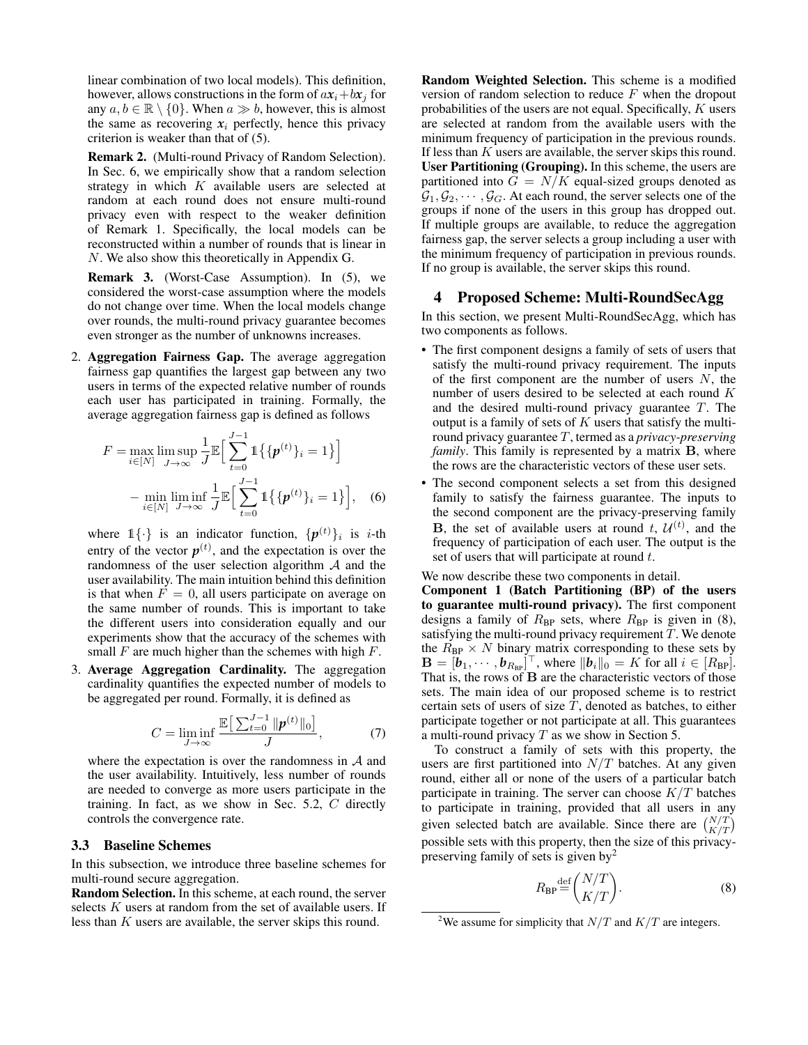linear combination of two local models). This definition, however, allows constructions in the form of $a\boldsymbol{x}_i + b\boldsymbol{x}_j$ for any $a, b \in \mathbb{R} \setminus \{0\}$. When $a \gg b$, however, this is almost the same as recovering $\boldsymbol{x}_i$ perfectly, hence this privacy criterion is weaker than that of (5).

**Remark 2.** (Multi-round Privacy of Random Selection). In Sec. 6, we empirically show that a random selection strategy in which $K$ available users are selected at random at each round does not ensure multi-round privacy even with respect to the weaker definition of Remark 1. Specifically, the local models can be reconstructed within a number of rounds that is linear in $N$. We also show this theoretically in Appendix G.

**Remark 3.** (Worst-Case Assumption). In (5), we considered the worst-case assumption where the models do not change over time. When the local models change over rounds, the multi-round privacy guarantee becomes even stronger as the number of unknowns increases.

2. **Aggregation Fairness Gap.** The average aggregation fairness gap quantifies the largest gap between any two users in terms of the expected relative number of rounds each user has participated in training. Formally, the average aggregation fairness gap is defined as follows

$$F = \max_{i\in[N]} \limsup_{J\to\infty} \frac{1}{J}\mathbb{E}\Big[\sum_{t=0}^{J-1} \mathbb{1}\big\{\{\boldsymbol{p}^{(t)}\}_i = 1\big\}\Big] - \min_{i\in[N]} \liminf_{J\to\infty} \frac{1}{J}\mathbb{E}\Big[\sum_{t=0}^{J-1} \mathbb{1}\big\{\{\boldsymbol{p}^{(t)}\}_i = 1\big\}\Big], \quad (6)$$

where $\mathbb{1}\{\cdot\}$ is an indicator function, $\{\boldsymbol{p}^{(t)}\}_i$ is $i$-th entry of the vector $\boldsymbol{p}^{(t)}$, and the expectation is over the randomness of the user selection algorithm $\mathcal{A}$ and the user availability. The main intuition behind this definition is that when $F = 0$, all users participate on average on the same number of rounds. This is important to take the different users into consideration equally and our experiments show that the accuracy of the schemes with small $F$ are much higher than the schemes with high $F$.

3. **Average Aggregation Cardinality.** The aggregation cardinality quantifies the expected number of models to be aggregated per round. Formally, it is defined as

$$C = \liminf_{J\to\infty} \frac{\mathbb{E}\big[\sum_{t=0}^{J-1}\|\boldsymbol{p}^{(t)}\|_0\big]}{J}, \quad (7)$$

where the expectation is over the randomness in $\mathcal{A}$ and the user availability. Intuitively, less number of rounds are needed to converge as more users participate in the training. In fact, as we show in Sec. 5.2, $C$ directly controls the convergence rate.

### 3.3 Baseline Schemes

In this subsection, we introduce three baseline schemes for multi-round secure aggregation.

**Random Selection.** In this scheme, at each round, the server selects $K$ users at random from the set of available users. If less than $K$ users are available, the server skips this round.

**Random Weighted Selection.** This scheme is a modified version of random selection to reduce $F$ when the dropout probabilities of the users are not equal. Specifically, $K$ users are selected at random from the available users with the minimum frequency of participation in the previous rounds. If less than $K$ users are available, the server skips this round.

**User Partitioning (Grouping).** In this scheme, the users are partitioned into $G = N/K$ equal-sized groups denoted as $\mathcal{G}_1, \mathcal{G}_2, \cdots, \mathcal{G}_G$. At each round, the server selects one of the groups if none of the users in this group has dropped out. If multiple groups are available, to reduce the aggregation fairness gap, the server selects a group including a user with the minimum frequency of participation in previous rounds. If no group is available, the server skips this round.

## 4 Proposed Scheme: Multi-RoundSecAgg

In this section, we present Multi-RoundSecAgg, which has two components as follows.

- The first component designs a family of sets of users that satisfy the multi-round privacy requirement. The inputs of the first component are the number of users $N$, the number of users desired to be selected at each round $K$ and the desired multi-round privacy guarantee $T$. The output is a family of sets of $K$ users that satisfy the multi-round privacy guarantee $T$, termed as a *privacy-preserving family*. This family is represented by a matrix $\mathbf{B}$, where the rows are the characteristic vectors of these user sets.
- The second component selects a set from this designed family to satisfy the fairness guarantee. The inputs to the second component are the privacy-preserving family $\mathbf{B}$, the set of available users at round $t$, $\mathcal{U}^{(t)}$, and the frequency of participation of each user. The output is the set of users that will participate at round $t$.

We now describe these two components in detail.

**Component 1 (Batch Partitioning (BP) of the users to guarantee multi-round privacy).** The first component designs a family of $R_{\text{BP}}$ sets, where $R_{\text{BP}}$ is given in (8), satisfying the multi-round privacy requirement $T$. We denote the $R_{\text{BP}} \times N$ binary matrix corresponding to these sets by $\mathbf{B} = [\boldsymbol{b}_1, \cdots, \boldsymbol{b}_{R_{\text{BP}}}]^\top$, where $\|\boldsymbol{b}_i\|_0 = K$ for all $i \in [R_{\text{BP}}]$. That is, the rows of $\mathbf{B}$ are the characteristic vectors of those sets. The main idea of our proposed scheme is to restrict certain sets of users of size $T$, denoted as batches, to either participate together or not participate at all. This guarantees a multi-round privacy $T$ as we show in Section 5.

To construct a family of sets with this property, the users are first partitioned into $N/T$ batches. At any given round, either all or none of the users of a particular batch participate in training. The server can choose $K/T$ batches to participate in training, provided that all users in any given selected batch are available. Since there are $\binom{N/T}{K/T}$ possible sets with this property, then the size of this privacy-preserving family of sets is given by[2]

$$R_{\text{BP}} \overset{\text{def}}{=} \binom{N/T}{K/T}. \quad (8)$$

[2] We assume for simplicity that $N/T$ and $K/T$ are integers.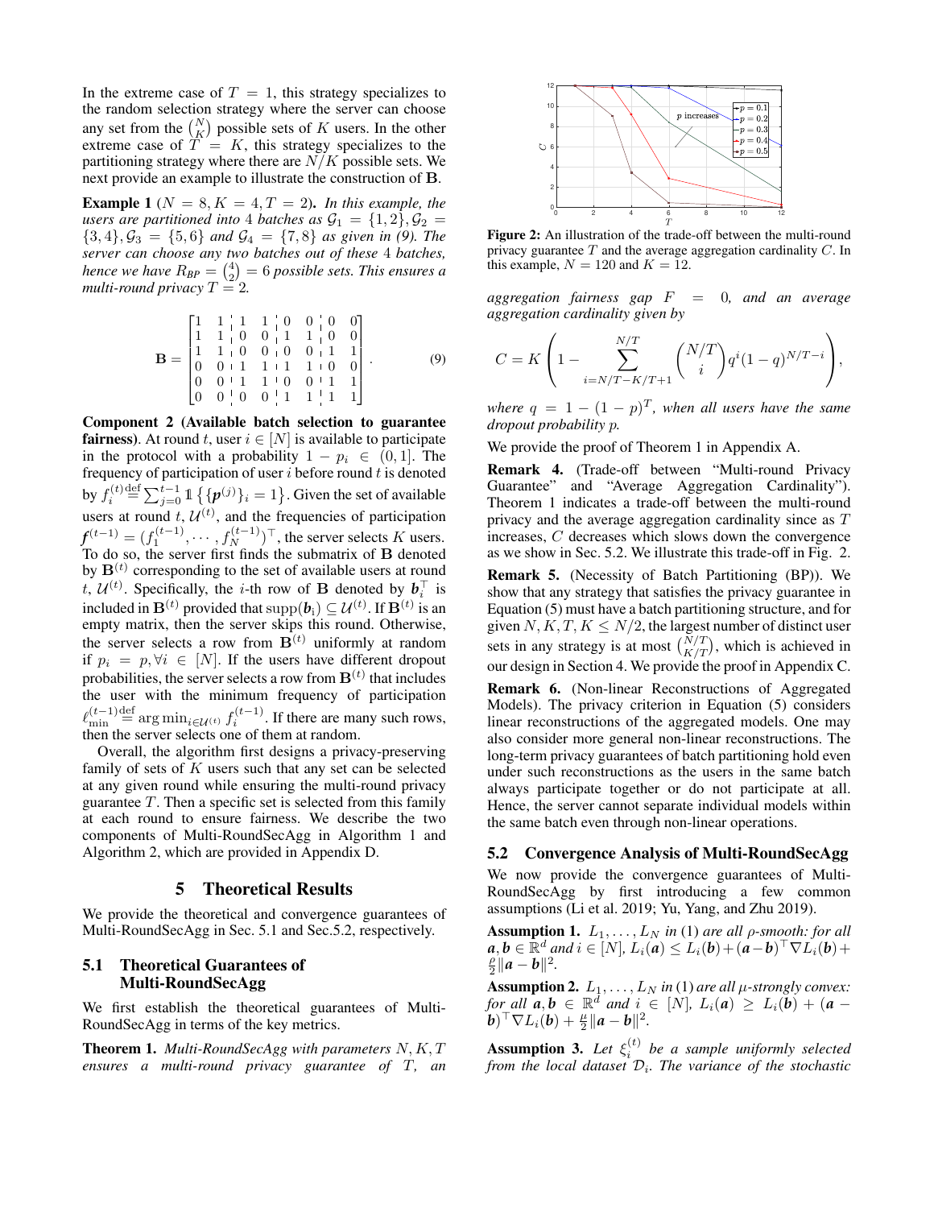In the extreme case of $T = 1$, this strategy specializes to the random selection strategy where the server can choose any set from the $\binom{N}{K}$ possible sets of $K$ users. In the other extreme case of $T = K$, this strategy specializes to the partitioning strategy where there are $N/K$ possible sets. We next provide an example to illustrate the construction of $\mathbf{B}$.

**Example 1** ($N = 8, K = 4, T = 2$)**.** *In this example, the users are partitioned into 4 batches as $\mathcal{G}_1 = \{1, 2\}, \mathcal{G}_2 = \{3, 4\}, \mathcal{G}_3 = \{5, 6\}$ and $\mathcal{G}_4 = \{7, 8\}$ as given in (9). The server can choose any two batches out of these 4 batches, hence we have $R_{BP} = \binom{4}{2} = 6$ possible sets. This ensures a multi-round privacy $T = 2$.*

$$
\mathbf{B} = \left[\begin{array}{cc|cc|cc|cc}
1 & 1 & 1 & 1 & 0 & 0 & 0 & 0 \\
1 & 1 & 0 & 0 & 1 & 1 & 0 & 0 \\
1 & 1 & 0 & 0 & 0 & 0 & 1 & 1 \\
0 & 0 & 1 & 1 & 1 & 1 & 0 & 0 \\
0 & 0 & 1 & 1 & 0 & 0 & 1 & 1 \\
0 & 0 & 0 & 0 & 1 & 1 & 1 & 1
\end{array}\right]. \tag{9}
$$

**Component 2 (Available batch selection to guarantee fairness)**. At round $t$, user $i \in [N]$ is available to participate in the protocol with a probability $1 - p_i \in (0, 1]$. The frequency of participation of user $i$ before round $t$ is denoted by $f_i^{(t)} \stackrel{\text{def}}{=} \sum_{j=0}^{t-1} \mathbb{1}\left\{\{\boldsymbol{p}^{(j)}\}_i = 1\right\}$. Given the set of available users at round $t$, $\mathcal{U}^{(t)}$, and the frequencies of participation $\boldsymbol{f}^{(t-1)} = (f_1^{(t-1)}, \cdots, f_N^{(t-1)})^\top$, the server selects $K$ users. To do so, the server first finds the submatrix of $\mathbf{B}$ denoted by $\mathbf{B}^{(t)}$ corresponding to the set of available users at round $t$, $\mathcal{U}^{(t)}$. Specifically, the $i$-th row of $\mathbf{B}$ denoted by $\boldsymbol{b}_i^\top$ is included in $\mathbf{B}^{(t)}$ provided that $\text{supp}(\boldsymbol{b}_i) \subseteq \mathcal{U}^{(t)}$. If $\mathbf{B}^{(t)}$ is an empty matrix, then the server skips this round. Otherwise, the server selects a row from $\mathbf{B}^{(t)}$ uniformly at random if $p_i = p, \forall i \in [N]$. If the users have different dropout probabilities, the server selects a row from $\mathbf{B}^{(t)}$ that includes the user with the minimum frequency of participation $\ell_{\min}^{(t-1)} \stackrel{\text{def}}{=} \arg\min_{i \in \mathcal{U}^{(t)}} f_i^{(t-1)}$. If there are many such rows, then the server selects one of them at random.

Overall, the algorithm first designs a privacy-preserving family of sets of $K$ users such that any set can be selected at any given round while ensuring the multi-round privacy guarantee $T$. Then a specific set is selected from this family at each round to ensure fairness. We describe the two components of Multi-RoundSecAgg in Algorithm 1 and Algorithm 2, which are provided in Appendix D.

## 5 Theoretical Results

We provide the theoretical and convergence guarantees of Multi-RoundSecAgg in Sec. 5.1 and Sec.5.2, respectively.

### 5.1 Theoretical Guarantees of Multi-RoundSecAgg

We first establish the theoretical guarantees of Multi-RoundSecAgg in terms of the key metrics.

**Theorem 1.** *Multi-RoundSecAgg with parameters $N, K, T$ ensures a multi-round privacy guarantee of $T$, an aggregation fairness gap $F = 0$, and an average aggregation cardinality given by*

$$
C = K\left(1 - \sum_{i=N/T-K/T+1}^{N/T} \binom{N/T}{i} q^i (1-q)^{N/T-i}\right),
$$

*where $q = 1 - (1-p)^T$, when all users have the same dropout probability $p$.*

We provide the proof of Theorem 1 in Appendix A.

**Remark 4.** (Trade-off between "Multi-round Privacy Guarantee" and "Average Aggregation Cardinality"). Theorem 1 indicates a trade-off between the multi-round privacy and the average aggregation cardinality since as $T$ increases, $C$ decreases which slows down the convergence as we show in Sec. 5.2. We illustrate this trade-off in Fig. 2.

**Remark 5.** (Necessity of Batch Partitioning (BP)). We show that any strategy that satisfies the privacy guarantee in Equation (5) must have a batch partitioning structure, and for given $N, K, T, K \le N/2$, the largest number of distinct user sets in any strategy is at most $\binom{N/T}{K/T}$, which is achieved in our design in Section 4. We provide the proof in Appendix C.

**Remark 6.** (Non-linear Reconstructions of Aggregated Models). The privacy criterion in Equation (5) considers linear reconstructions of the aggregated models. One may also consider more general non-linear reconstructions. The long-term privacy guarantees of batch partitioning hold even under such reconstructions as the users in the same batch always participate together or do not participate at all. Hence, the server cannot separate individual models within the same batch even through non-linear operations.

Figure 2: An illustration of the trade-off between the multi-round privacy guarantee $T$ and the average aggregation cardinality $C$. In this example, $N = 120$ and $K = 12$.

### 5.2 Convergence Analysis of Multi-RoundSecAgg

We now provide the convergence guarantees of Multi-RoundSecAgg by first introducing a few common assumptions (Li et al. 2019; Yu, Yang, and Zhu 2019).

**Assumption 1.** *$L_1, \ldots, L_N$ in (1) are all $\rho$-smooth: for all $\boldsymbol{a}, \boldsymbol{b} \in \mathbb{R}^d$ and $i \in [N]$, $L_i(\boldsymbol{a}) \le L_i(\boldsymbol{b}) + (\boldsymbol{a} - \boldsymbol{b})^\top \nabla L_i(\boldsymbol{b}) + \frac{\rho}{2}\|\boldsymbol{a} - \boldsymbol{b}\|^2$.*

**Assumption 2.** *$L_1, \ldots, L_N$ in (1) are all $\mu$-strongly convex: for all $\boldsymbol{a}, \boldsymbol{b} \in \mathbb{R}^d$ and $i \in [N]$, $L_i(\boldsymbol{a}) \ge L_i(\boldsymbol{b}) + (\boldsymbol{a} - \boldsymbol{b})^\top \nabla L_i(\boldsymbol{b}) + \frac{\mu}{2}\|\boldsymbol{a} - \boldsymbol{b}\|^2$.*

**Assumption 3.** *Let $\xi_i^{(t)}$ be a sample uniformly selected from the local dataset $\mathcal{D}_i$. The variance of the stochastic*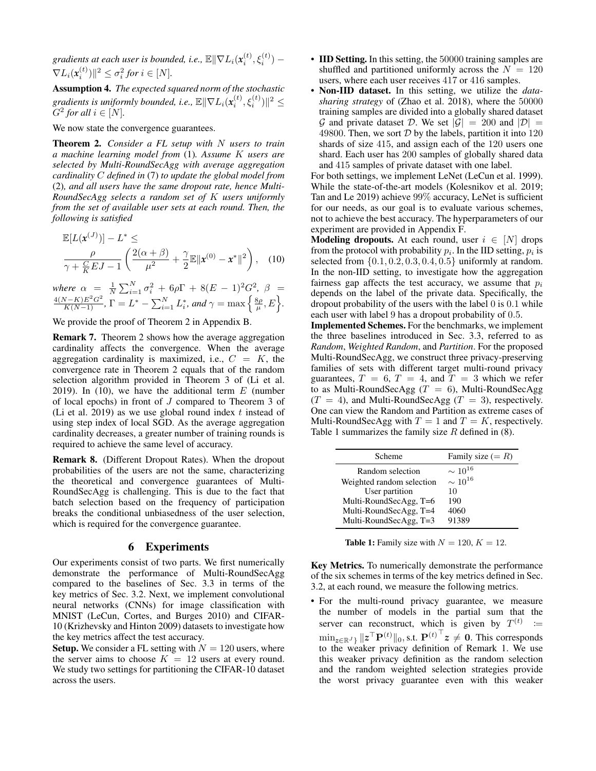*gradients at each user is bounded, i.e.,* $\mathbb{E}\|\nabla L_i(\boldsymbol{x}_i^{(t)}, \xi_i^{(t)}) - \nabla L_i(\boldsymbol{x}_i^{(t)})\|^2 \leq \sigma_i^2$ *for* $i \in [N]$.

**Assumption 4.** *The expected squared norm of the stochastic gradients is uniformly bounded, i.e.,* $\mathbb{E}\|\nabla L_i(\boldsymbol{x}_i^{(t)}, \xi_i^{(t)})\|^2 \leq G^2$ *for all* $i \in [N]$.

We now state the convergence guarantees.

**Theorem 2.** *Consider a FL setup with* $N$ *users to train a machine learning model from* (1)*. Assume* $K$ *users are selected by Multi-RoundSecAgg with average aggregation cardinality* $C$ *defined in* (7) *to update the global model from* (2)*, and all users have the same dropout rate, hence Multi-RoundSecAgg selects a random set of* $K$ *users uniformly from the set of available user sets at each round. Then, the following is satisfied*

$$\mathbb{E}[L(\boldsymbol{x}^{(J)})] - L^* \leq \frac{\rho}{\gamma + \frac{C}{K}EJ - 1}\left(\frac{2(\alpha+\beta)}{\mu^2} + \frac{\gamma}{2}\mathbb{E}\|\boldsymbol{x}^{(0)} - \boldsymbol{x}^*\|^2\right), \quad (10)$$

*where* $\alpha = \frac{1}{N}\sum_{i=1}^N \sigma_i^2 + 6\rho\Gamma + 8(E-1)^2G^2$*,* $\beta = \frac{4(N-K)E^2G^2}{K(N-1)}$*,* $\Gamma = L^* - \sum_{i=1}^N L_i^*$*, and* $\gamma = \max\left\{\frac{8\rho}{\mu}, E\right\}$*.*

We provide the proof of Theorem 2 in Appendix B.

**Remark 7.** Theorem 2 shows how the average aggregation cardinality affects the convergence. When the average aggregation cardinality is maximized, i.e., $C = K$, the convergence rate in Theorem 2 equals that of the random selection algorithm provided in Theorem 3 of (Li et al. 2019). In (10), we have the additional term $E$ (number of local epochs) in front of $J$ compared to Theorem 3 of (Li et al. 2019) as we use global round index $t$ instead of using step index of local SGD. As the average aggregation cardinality decreases, a greater number of training rounds is required to achieve the same level of accuracy.

**Remark 8.** (Different Dropout Rates). When the dropout probabilities of the users are not the same, characterizing the theoretical and convergence guarantees of Multi-RoundSecAgg is challenging. This is due to the fact that batch selection based on the frequency of participation breaks the conditional unbiasedness of the user selection, which is required for the convergence guarantee.

## 6 Experiments

Our experiments consist of two parts. We first numerically demonstrate the performance of Multi-RoundSecAgg compared to the baselines of Sec. 3.3 in terms of the key metrics of Sec. 3.2. Next, we implement convolutional neural networks (CNNs) for image classification with MNIST (LeCun, Cortes, and Burges 2010) and CIFAR-10 (Krizhevsky and Hinton 2009) datasets to investigate how the key metrics affect the test accuracy.

**Setup.** We consider a FL setting with $N = 120$ users, where the server aims to choose $K = 12$ users at every round. We study two settings for partitioning the CIFAR-10 dataset across the users.

- **IID Setting.** In this setting, the 50000 training samples are shuffled and partitioned uniformly across the $N = 120$ users, where each user receives 417 or 416 samples.
- **Non-IID dataset.** In this setting, we utilize the *data-sharing strategy* of (Zhao et al. 2018), where the 50000 training samples are divided into a globally shared dataset $\mathcal{G}$ and private dataset $\mathcal{D}$. We set $|\mathcal{G}| = 200$ and $|\mathcal{D}| = 49800$. Then, we sort $\mathcal{D}$ by the labels, partition it into 120 shards of size 415, and assign each of the 120 users one shard. Each user has 200 samples of globally shared data and 415 samples of private dataset with one label.

For both settings, we implement LeNet (LeCun et al. 1999). While the state-of-the-art models (Kolesnikov et al. 2019; Tan and Le 2019) achieve 99% accuracy, LeNet is sufficient for our needs, as our goal is to evaluate various schemes, not to achieve the best accuracy. The hyperparameters of our experiment are provided in Appendix F.

**Modeling dropouts.** At each round, user $i \in [N]$ drops from the protocol with probability $p_i$. In the IID setting, $p_i$ is selected from $\{0.1, 0.2, 0.3, 0.4, 0.5\}$ uniformly at random. In the non-IID setting, to investigate how the aggregation fairness gap affects the test accuracy, we assume that $p_i$ depends on the label of the private data. Specifically, the dropout probability of the users with the label 0 is 0.1 while each user with label 9 has a dropout probability of 0.5.

**Implemented Schemes.** For the benchmarks, we implement the three baselines introduced in Sec. 3.3, referred to as *Random*, *Weighted Random*, and *Partition*. For the proposed Multi-RoundSecAgg, we construct three privacy-preserving families of sets with different target multi-round privacy guarantees, $T = 6$, $T = 4$, and $T = 3$ which we refer to as Multi-RoundSecAgg ($T = 6$), Multi-RoundSecAgg ($T = 4$), and Multi-RoundSecAgg ($T = 3$), respectively. One can view the Random and Partition as extreme cases of Multi-RoundSecAgg with $T = 1$ and $T = K$, respectively. Table 1 summarizes the family size $R$ defined in (8).

| Scheme | Family size ($= R$) |
|---|---|
| Random selection | $\sim 10^{16}$ |
| Weighted random selection | $\sim 10^{16}$ |
| User partition | 10 |
| Multi-RoundSecAgg, T=6 | 190 |
| Multi-RoundSecAgg, T=4 | 4060 |
| Multi-RoundSecAgg, T=3 | 91389 |

**Table 1:** Family size with $N = 120$, $K = 12$.

**Key Metrics.** To numerically demonstrate the performance of the six schemes in terms of the key metrics defined in Sec. 3.2, at each round, we measure the following metrics.

- For the multi-round privacy guarantee, we measure the number of models in the partial sum that the server can reconstruct, which is given by $T^{(t)} := \min_{z \in \mathbb{R}^J\}} \|\boldsymbol{z}^\top \mathbf{P}^{(t)}\|_0$, s.t. $\mathbf{P}^{(t)^\top} \boldsymbol{z} \neq \mathbf{0}$. This corresponds to the weaker privacy definition of Remark 1. We use this weaker privacy definition as the random selection and the random weighted selection strategies provide the worst privacy guarantee even with this weaker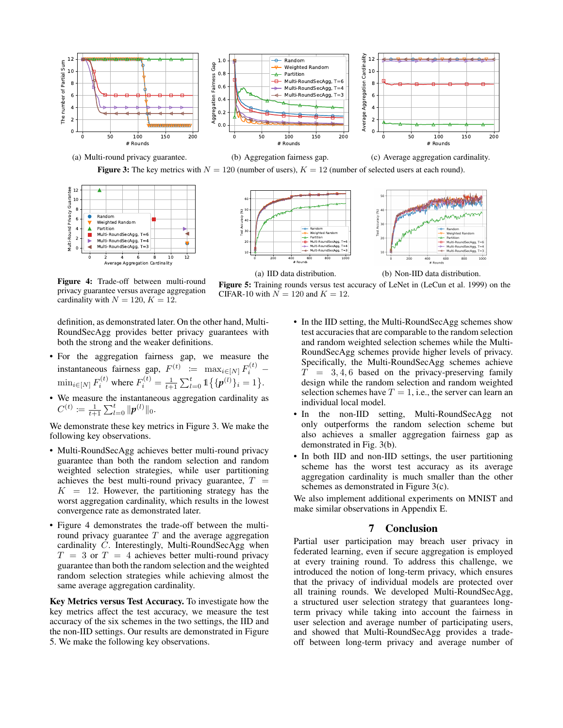(a) Multi-round privacy guarantee. (b) Aggregation fairness gap. (c) Average aggregation cardinality.

**Figure 3:** The key metrics with $N = 120$ (number of users), $K = 12$ (number of selected users at each round).

**Figure 4:** Trade-off between multi-round privacy guarantee versus average aggregation cardinality with $N = 120$, $K = 12$.

(a) IID data distribution. (b) Non-IID data distribution.

**Figure 5:** Training rounds versus test accuracy of LeNet in (LeCun et al. 1999) on the CIFAR-10 with $N = 120$ and $K = 12$.

definition, as demonstrated later. On the other hand, Multi-RoundSecAgg provides better privacy guarantees with both the strong and the weaker definitions.

- For the aggregation fairness gap, we measure the instantaneous fairness gap, $F^{(t)} := \max_{i\in[N]} F_i^{(t)} - \min_{i\in[N]} F_i^{(t)}$ where $F_i^{(t)} = \frac{1}{t+1}\sum_{l=0}^{t} \mathbb{1}\{\{\boldsymbol{p}^{(l)}\}_i = 1\}$.
- We measure the instantaneous aggregation cardinality as $C^{(t)} := \frac{1}{t+1}\sum_{l=0}^{t} \|\boldsymbol{p}^{(l)}\|_0$.

We demonstrate these key metrics in Figure 3. We make the following key observations.

- Multi-RoundSecAgg achieves better multi-round privacy guarantee than both the random selection and random weighted selection strategies, while user partitioning achieves the best multi-round privacy guarantee, $T = K = 12$. However, the partitioning strategy has the worst aggregation cardinality, which results in the lowest convergence rate as demonstrated later.
- Figure 4 demonstrates the trade-off between the multi-round privacy guarantee $T$ and the average aggregation cardinality $C$. Interestingly, Multi-RoundSecAgg when $T = 3$ or $T = 4$ achieves better multi-round privacy guarantee than both the random selection and the weighted random selection strategies while achieving almost the same average aggregation cardinality.

**Key Metrics versus Test Accuracy.** To investigate how the key metrics affect the test accuracy, we measure the test accuracy of the six schemes in the two settings, the IID and the non-IID settings. Our results are demonstrated in Figure 5. We make the following key observations.

- In the IID setting, the Multi-RoundSecAgg schemes show test accuracies that are comparable to the random selection and random weighted selection schemes while the Multi-RoundSecAgg schemes provide higher levels of privacy. Specifically, the Multi-RoundSecAgg schemes achieve $T = 3, 4, 6$ based on the privacy-preserving family design while the random selection and random weighted selection schemes have $T = 1$, i.e., the server can learn an individual local model.
- In the non-IID setting, Multi-RoundSecAgg not only outperforms the random selection scheme but also achieves a smaller aggregation fairness gap as demonstrated in Fig. 3(b).
- In both IID and non-IID settings, the user partitioning scheme has the worst test accuracy as its average aggregation cardinality is much smaller than the other schemes as demonstrated in Figure 3(c).

We also implement additional experiments on MNIST and make similar observations in Appendix E.

## 7 Conclusion

Partial user participation may breach user privacy in federated learning, even if secure aggregation is employed at every training round. To address this challenge, we introduced the notion of long-term privacy, which ensures that the privacy of individual models are protected over all training rounds. We developed Multi-RoundSecAgg, a structured user selection strategy that guarantees long-term privacy while taking into account the fairness in user selection and average number of participating users, and showed that Multi-RoundSecAgg provides a trade-off between long-term privacy and average number of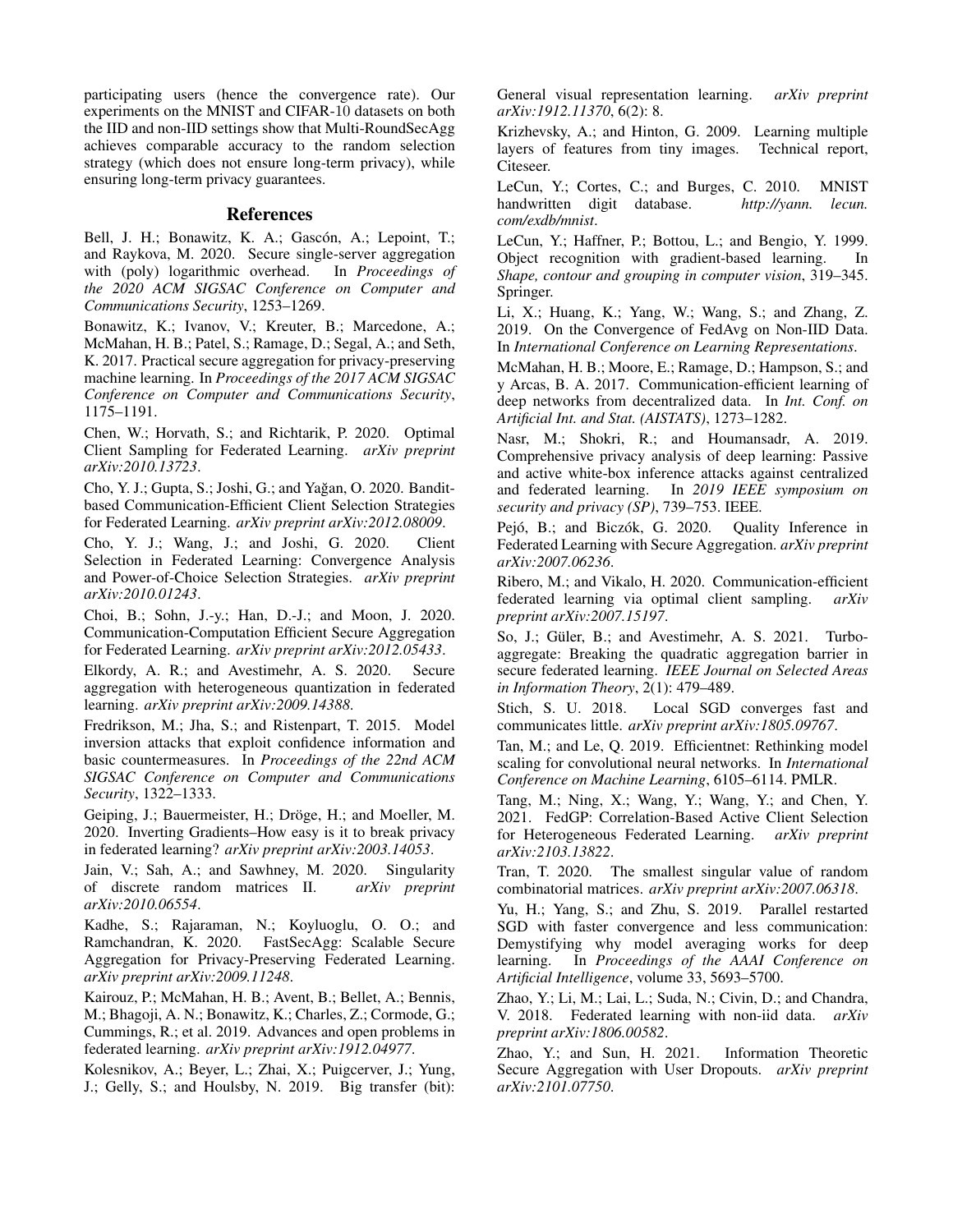participating users (hence the convergence rate). Our experiments on the MNIST and CIFAR-10 datasets on both the IID and non-IID settings show that Multi-RoundSecAgg achieves comparable accuracy to the random selection strategy (which does not ensure long-term privacy), while ensuring long-term privacy guarantees.

## References

Bell, J. H.; Bonawitz, K. A.; Gascón, A.; Lepoint, T.; and Raykova, M. 2020. Secure single-server aggregation with (poly) logarithmic overhead. In *Proceedings of the 2020 ACM SIGSAC Conference on Computer and Communications Security*, 1253–1269.

Bonawitz, K.; Ivanov, V.; Kreuter, B.; Marcedone, A.; McMahan, H. B.; Patel, S.; Ramage, D.; Segal, A.; and Seth, K. 2017. Practical secure aggregation for privacy-preserving machine learning. In *Proceedings of the 2017 ACM SIGSAC Conference on Computer and Communications Security*, 1175–1191.

Chen, W.; Horvath, S.; and Richtarik, P. 2020. Optimal Client Sampling for Federated Learning. *arXiv preprint arXiv:2010.13723*.

Cho, Y. J.; Gupta, S.; Joshi, G.; and Yağan, O. 2020. Bandit-based Communication-Efficient Client Selection Strategies for Federated Learning. *arXiv preprint arXiv:2012.08009*.

Cho, Y. J.; Wang, J.; and Joshi, G. 2020. Client Selection in Federated Learning: Convergence Analysis and Power-of-Choice Selection Strategies. *arXiv preprint arXiv:2010.01243*.

Choi, B.; Sohn, J.-y.; Han, D.-J.; and Moon, J. 2020. Communication-Computation Efficient Secure Aggregation for Federated Learning. *arXiv preprint arXiv:2012.05433*.

Elkordy, A. R.; and Avestimehr, A. S. 2020. Secure aggregation with heterogeneous quantization in federated learning. *arXiv preprint arXiv:2009.14388*.

Fredrikson, M.; Jha, S.; and Ristenpart, T. 2015. Model inversion attacks that exploit confidence information and basic countermeasures. In *Proceedings of the 22nd ACM SIGSAC Conference on Computer and Communications Security*, 1322–1333.

Geiping, J.; Bauermeister, H.; Dröge, H.; and Moeller, M. 2020. Inverting Gradients–How easy is it to break privacy in federated learning? *arXiv preprint arXiv:2003.14053*.

Jain, V.; Sah, A.; and Sawhney, M. 2020. Singularity of discrete random matrices II. *arXiv preprint arXiv:2010.06554*.

Kadhe, S.; Rajaraman, N.; Koyluoglu, O. O.; and Ramchandran, K. 2020. FastSecAgg: Scalable Secure Aggregation for Privacy-Preserving Federated Learning. *arXiv preprint arXiv:2009.11248*.

Kairouz, P.; McMahan, H. B.; Avent, B.; Bellet, A.; Bennis, M.; Bhagoji, A. N.; Bonawitz, K.; Charles, Z.; Cormode, G.; Cummings, R.; et al. 2019. Advances and open problems in federated learning. *arXiv preprint arXiv:1912.04977*.

Kolesnikov, A.; Beyer, L.; Zhai, X.; Puigcerver, J.; Yung, J.; Gelly, S.; and Houlsby, N. 2019. Big transfer (bit): General visual representation learning. *arXiv preprint arXiv:1912.11370*, 6(2): 8.

Krizhevsky, A.; and Hinton, G. 2009. Learning multiple layers of features from tiny images. Technical report, Citeseer.

LeCun, Y.; Cortes, C.; and Burges, C. 2010. MNIST handwritten digit database. *http://yann. lecun. com/exdb/mnist*.

LeCun, Y.; Haffner, P.; Bottou, L.; and Bengio, Y. 1999. Object recognition with gradient-based learning. In *Shape, contour and grouping in computer vision*, 319–345. Springer.

Li, X.; Huang, K.; Yang, W.; Wang, S.; and Zhang, Z. 2019. On the Convergence of FedAvg on Non-IID Data. In *International Conference on Learning Representations*.

McMahan, H. B.; Moore, E.; Ramage, D.; Hampson, S.; and y Arcas, B. A. 2017. Communication-efficient learning of deep networks from decentralized data. In *Int. Conf. on Artificial Int. and Stat. (AISTATS)*, 1273–1282.

Nasr, M.; Shokri, R.; and Houmansadr, A. 2019. Comprehensive privacy analysis of deep learning: Passive and active white-box inference attacks against centralized and federated learning. In *2019 IEEE symposium on security and privacy (SP)*, 739–753. IEEE.

Pejó, B.; and Biczók, G. 2020. Quality Inference in Federated Learning with Secure Aggregation. *arXiv preprint arXiv:2007.06236*.

Ribero, M.; and Vikalo, H. 2020. Communication-efficient federated learning via optimal client sampling. *arXiv preprint arXiv:2007.15197*.

So, J.; Güler, B.; and Avestimehr, A. S. 2021. Turbo-aggregate: Breaking the quadratic aggregation barrier in secure federated learning. *IEEE Journal on Selected Areas in Information Theory*, 2(1): 479–489.

Stich, S. U. 2018. Local SGD converges fast and communicates little. *arXiv preprint arXiv:1805.09767*.

Tan, M.; and Le, Q. 2019. Efficientnet: Rethinking model scaling for convolutional neural networks. In *International Conference on Machine Learning*, 6105–6114. PMLR.

Tang, M.; Ning, X.; Wang, Y.; Wang, Y.; and Chen, Y. 2021. FedGP: Correlation-Based Active Client Selection for Heterogeneous Federated Learning. *arXiv preprint arXiv:2103.13822*.

Tran, T. 2020. The smallest singular value of random combinatorial matrices. *arXiv preprint arXiv:2007.06318*.

Yu, H.; Yang, S.; and Zhu, S. 2019. Parallel restarted SGD with faster convergence and less communication: Demystifying why model averaging works for deep learning. In *Proceedings of the AAAI Conference on Artificial Intelligence*, volume 33, 5693–5700.

Zhao, Y.; Li, M.; Lai, L.; Suda, N.; Civin, D.; and Chandra, V. 2018. Federated learning with non-iid data. *arXiv preprint arXiv:1806.00582*.

Zhao, Y.; and Sun, H. 2021. Information Theoretic Secure Aggregation with User Dropouts. *arXiv preprint arXiv:2101.07750*.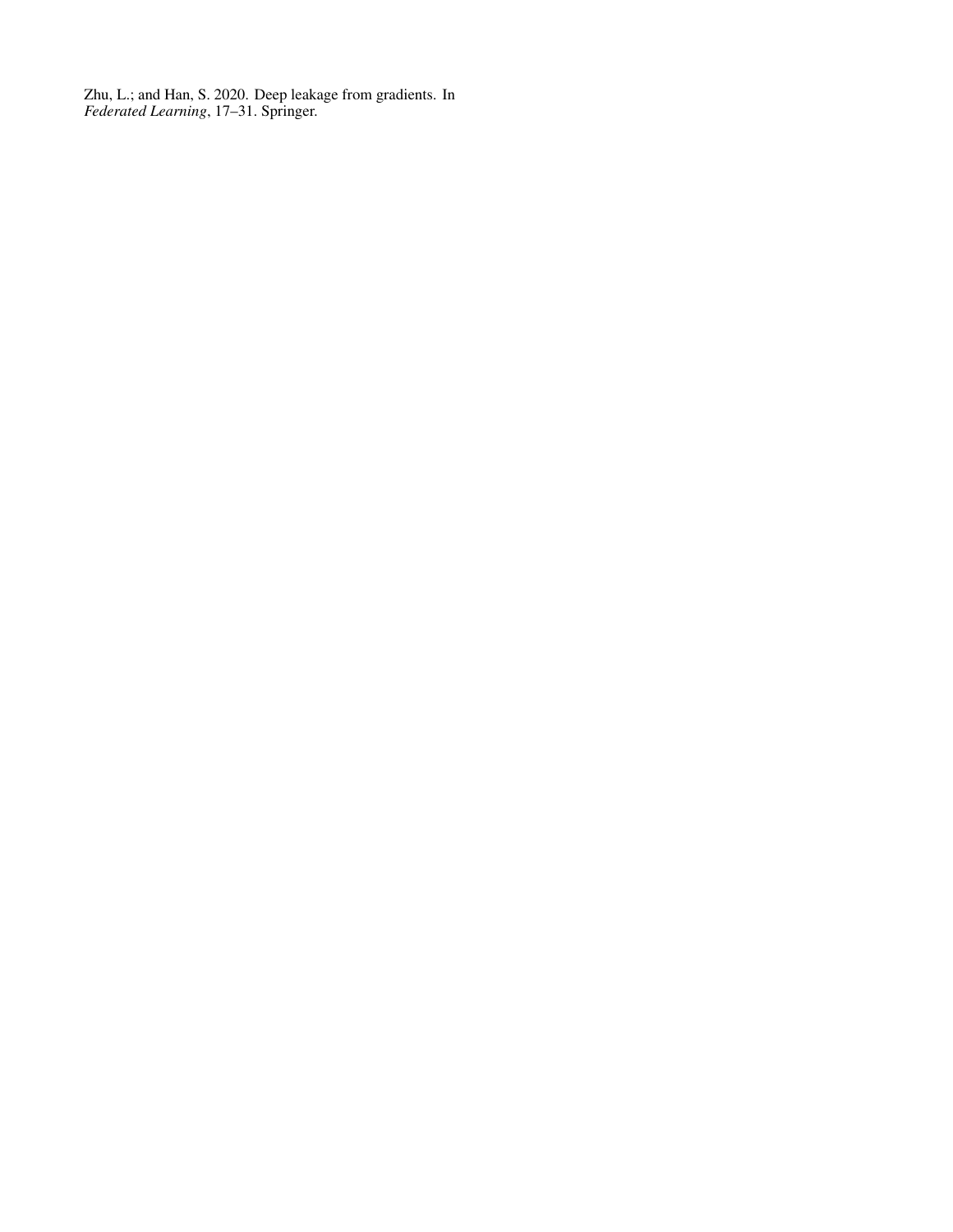Zhu, L.; and Han, S. 2020. Deep leakage from gradients. In *Federated Learning*, 17–31. Springer.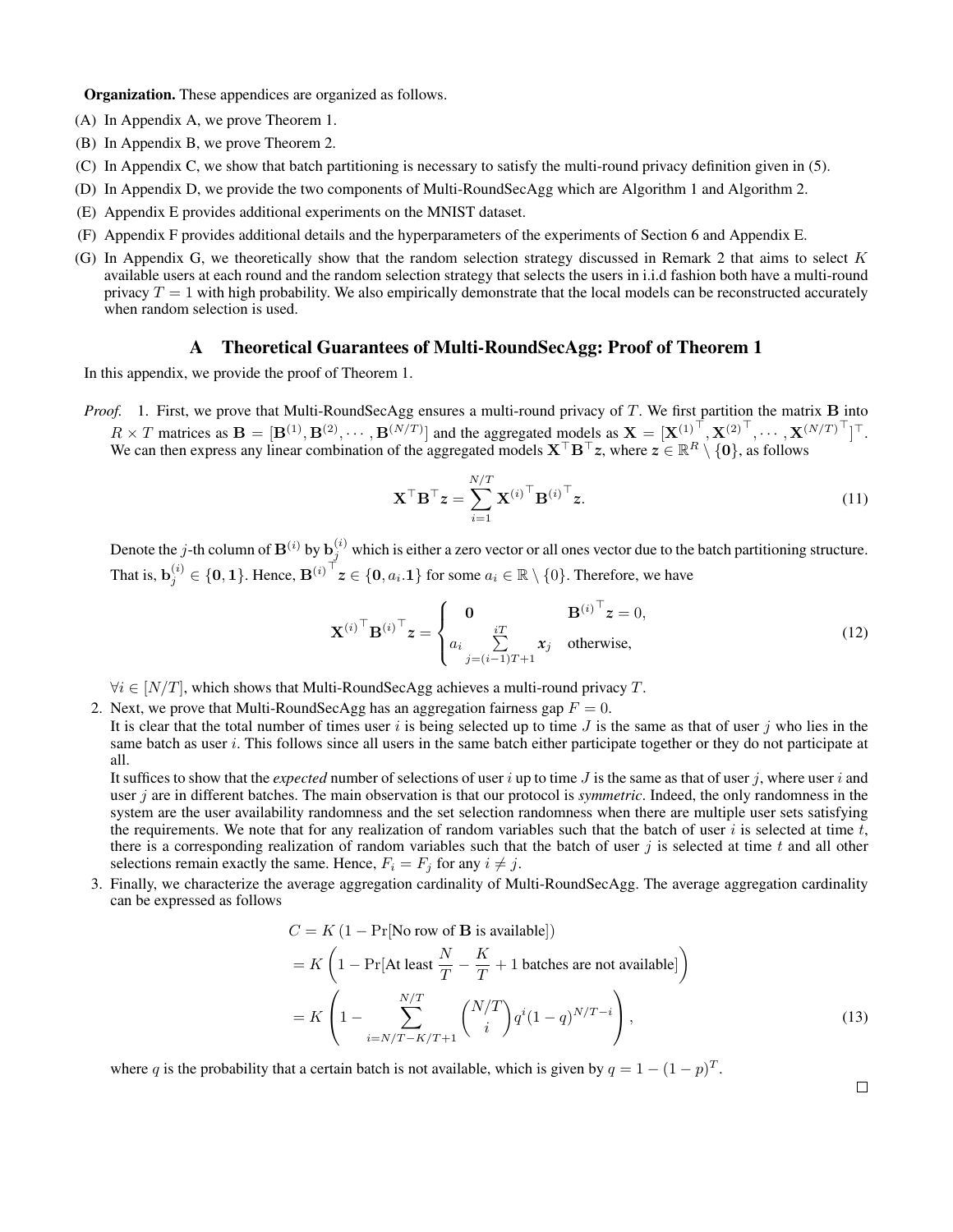**Organization.** These appendices are organized as follows.

(A) In Appendix A, we prove Theorem 1.

(B) In Appendix B, we prove Theorem 2.

(C) In Appendix C, we show that batch partitioning is necessary to satisfy the multi-round privacy definition given in (5).

(D) In Appendix D, we provide the two components of Multi-RoundSecAgg which are Algorithm 1 and Algorithm 2.

(E) Appendix E provides additional experiments on the MNIST dataset.

(F) Appendix F provides additional details and the hyperparameters of the experiments of Section 6 and Appendix E.

(G) In Appendix G, we theoretically show that the random selection strategy discussed in Remark 2 that aims to select $K$ available users at each round and the random selection strategy that selects the users in i.i.d fashion both have a multi-round privacy $T = 1$ with high probability. We also empirically demonstrate that the local models can be reconstructed accurately when random selection is used.

## A Theoretical Guarantees of Multi-RoundSecAgg: Proof of Theorem 1

In this appendix, we provide the proof of Theorem 1.

*Proof.* 1. First, we prove that Multi-RoundSecAgg ensures a multi-round privacy of $T$. We first partition the matrix $\mathbf{B}$ into $R \times T$ matrices as $\mathbf{B} = [\mathbf{B}^{(1)}, \mathbf{B}^{(2)}, \cdots, \mathbf{B}^{(N/T)}]$ and the aggregated models as $\mathbf{X} = [\mathbf{X}^{(1)^\top}, \mathbf{X}^{(2)^\top}, \cdots, \mathbf{X}^{(N/T)^\top}]^\top$. We can then express any linear combination of the aggregated models $\mathbf{X}^\top \mathbf{B}^\top \boldsymbol{z}$, where $\boldsymbol{z} \in \mathbb{R}^R \setminus \{\mathbf{0}\}$, as follows

$$\mathbf{X}^\top \mathbf{B}^\top \boldsymbol{z} = \sum_{i=1}^{N/T} \mathbf{X}^{(i)^\top} \mathbf{B}^{(i)^\top} \boldsymbol{z}. \tag{11}$$

Denote the $j$-th column of $\mathbf{B}^{(i)}$ by $\mathbf{b}_j^{(i)}$ which is either a zero vector or all ones vector due to the batch partitioning structure. That is, $\mathbf{b}_j^{(i)} \in \{\mathbf{0}, \mathbf{1}\}$. Hence, $\mathbf{B}^{(i)^\top} \boldsymbol{z} \in \{\mathbf{0}, a_i.\mathbf{1}\}$ for some $a_i \in \mathbb{R} \setminus \{0\}$. Therefore, we have

$$\mathbf{X}^{(i)^\top} \mathbf{B}^{(i)^\top} \boldsymbol{z} = \begin{cases} \mathbf{0} & \mathbf{B}^{(i)^\top} \boldsymbol{z} = 0, \\ a_i \sum\limits_{j=(i-1)T+1}^{iT} \boldsymbol{x}_j & \text{otherwise}, \end{cases} \tag{12}$$

$\forall i \in [N/T]$, which shows that Multi-RoundSecAgg achieves a multi-round privacy $T$.

2. Next, we prove that Multi-RoundSecAgg has an aggregation fairness gap $F = 0$.
It is clear that the total number of times user $i$ is being selected up to time $J$ is the same as that of user $j$ who lies in the same batch as user $i$. This follows since all users in the same batch either participate together or they do not participate at all.
It suffices to show that the *expected* number of selections of user $i$ up to time $J$ is the same as that of user $j$, where user $i$ and user $j$ are in different batches. The main observation is that our protocol is *symmetric*. Indeed, the only randomness in the system are the user availability randomness and the set selection randomness when there are multiple user sets satisfying the requirements. We note that for any realization of random variables such that the batch of user $i$ is selected at time $t$, there is a corresponding realization of random variables such that the batch of user $j$ is selected at time $t$ and all other selections remain exactly the same. Hence, $F_i = F_j$ for any $i \neq j$.

3. Finally, we characterize the average aggregation cardinality of Multi-RoundSecAgg. The average aggregation cardinality can be expressed as follows

$$\begin{aligned} C &= K \left(1 - \Pr[\text{No row of } \mathbf{B} \text{ is available}]\right) \\ &= K \left(1 - \Pr[\text{At least } \frac{N}{T} - \frac{K}{T} + 1 \text{ batches are not available}]\right) \\ &= K \left(1 - \sum_{i=N/T-K/T+1}^{N/T} \binom{N/T}{i} q^i (1-q)^{N/T-i}\right), \end{aligned} \tag{13}$$

where $q$ is the probability that a certain batch is not available, which is given by $q = 1 - (1-p)^T$.

$\square$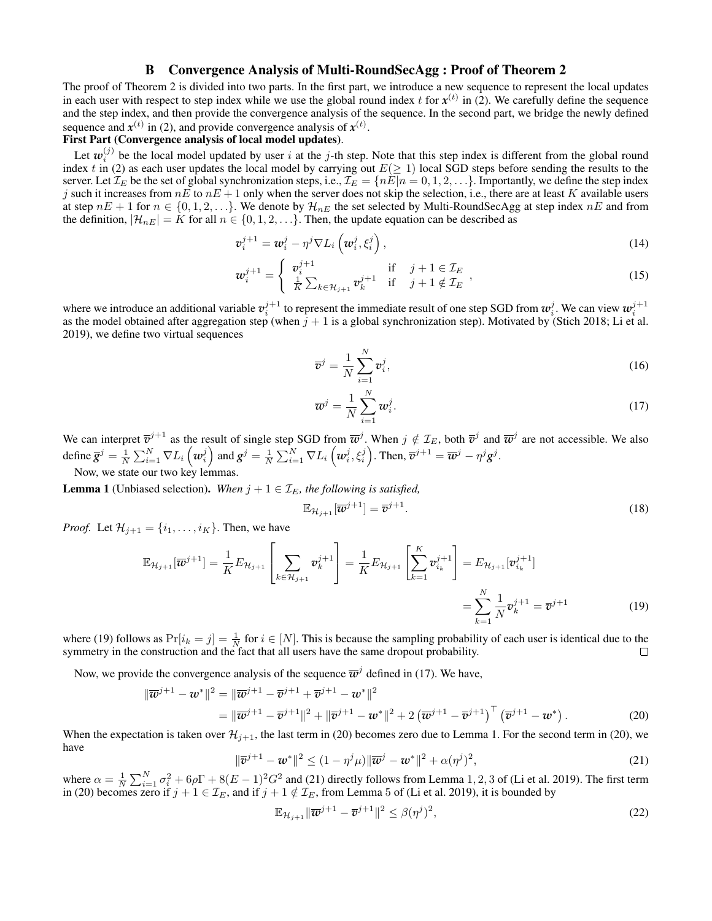## B Convergence Analysis of Multi-RoundSecAgg : Proof of Theorem 2

The proof of Theorem 2 is divided into two parts. In the first part, we introduce a new sequence to represent the local updates in each user with respect to step index while we use the global round index $t$ for $\boldsymbol{x}^{(t)}$ in (2). We carefully define the sequence and the step index, and then provide the convergence analysis of the sequence. In the second part, we bridge the newly defined sequence and $\boldsymbol{x}^{(t)}$ in (2), and provide convergence analysis of $\boldsymbol{x}^{(t)}$.

**First Part (Convergence analysis of local model updates)**.

Let $\boldsymbol{w}_i^{(j)}$ be the local model updated by user $i$ at the $j$-th step. Note that this step index is different from the global round index $t$ in (2) as each user updates the local model by carrying out $E(\geq 1)$ local SGD steps before sending the results to the server. Let $\mathcal{I}_E$ be the set of global synchronization steps, i.e., $\mathcal{I}_E = \{nE | n = 0, 1, 2, \ldots\}$. Importantly, we define the step index $j$ such it increases from $nE$ to $nE+1$ only when the server does not skip the selection, i.e., there are at least $K$ available users at step $nE+1$ for $n \in \{0, 1, 2, \ldots\}$. We denote by $\mathcal{H}_{nE}$ the set selected by Multi-RoundSecAgg at step index $nE$ and from the definition, $|\mathcal{H}_{nE}| = K$ for all $n \in \{0, 1, 2, \ldots\}$. Then, the update equation can be described as

$$\boldsymbol{v}_i^{j+1} = \boldsymbol{w}_i^j - \eta^j \nabla L_i\left(\boldsymbol{w}_i^j, \xi_i^j\right), \tag{14}$$

$$\boldsymbol{w}_i^{j+1} = \begin{cases} \boldsymbol{v}_i^{j+1} & \text{if} \quad j+1 \in \mathcal{I}_E \\ \frac{1}{K}\sum_{k \in \mathcal{H}_{j+1}} \boldsymbol{v}_k^{j+1} & \text{if} \quad j+1 \notin \mathcal{I}_E \end{cases}, \tag{15}$$

where we introduce an additional variable $\boldsymbol{v}_i^{j+1}$ to represent the immediate result of one step SGD from $\boldsymbol{w}_i^j$. We can view $\boldsymbol{w}_i^{j+1}$ as the model obtained after aggregation step (when $j+1$ is a global synchronization step). Motivated by (Stich 2018; Li et al. 2019), we define two virtual sequences

$$\overline{\boldsymbol{v}}^j = \frac{1}{N}\sum_{i=1}^N \boldsymbol{v}_i^j, \tag{16}$$

$$\overline{\boldsymbol{w}}^j = \frac{1}{N}\sum_{i=1}^N \boldsymbol{w}_i^j. \tag{17}$$

We can interpret $\overline{\boldsymbol{v}}^{j+1}$ as the result of single step SGD from $\overline{\boldsymbol{w}}^j$. When $j \notin \mathcal{I}_E$, both $\overline{\boldsymbol{v}}^j$ and $\overline{\boldsymbol{w}}^j$ are not accessible. We also define $\overline{\boldsymbol{g}}^j = \frac{1}{N}\sum_{i=1}^N \nabla L_i\left(\boldsymbol{w}_i^j\right)$ and $\boldsymbol{g}^j = \frac{1}{N}\sum_{i=1}^N \nabla L_i\left(\boldsymbol{w}_i^j, \xi_i^j\right)$. Then, $\overline{\boldsymbol{v}}^{j+1} = \overline{\boldsymbol{w}}^j - \eta^j \boldsymbol{g}^j$.

Now, we state our two key lemmas.

**Lemma 1** (Unbiased selection). *When $j+1 \in \mathcal{I}_E$, the following is satisfied,*

$$\mathbb{E}_{\mathcal{H}_{j+1}}[\overline{\boldsymbol{w}}^{j+1}] = \overline{\boldsymbol{v}}^{j+1}. \tag{18}$$

*Proof.* Let $\mathcal{H}_{j+1} = \{i_1, \ldots, i_K\}$. Then, we have

$$\mathbb{E}_{\mathcal{H}_{j+1}}[\overline{\boldsymbol{w}}^{j+1}] = \frac{1}{K}E_{\mathcal{H}_{j+1}}\left[\sum_{k \in \mathcal{H}_{j+1}} \boldsymbol{v}_k^{j+1}\right] = \frac{1}{K}E_{\mathcal{H}_{j+1}}\left[\sum_{k=1}^K \boldsymbol{v}_{i_k}^{j+1}\right] = E_{\mathcal{H}_{j+1}}[\boldsymbol{v}_{i_k}^{j+1}]$$

$$= \sum_{k=1}^N \frac{1}{N}\boldsymbol{v}_k^{j+1} = \overline{\boldsymbol{v}}^{j+1} \tag{19}$$

where (19) follows as $\Pr[i_k = j] = \frac{1}{N}$ for $i \in [N]$. This is because the sampling probability of each user is identical due to the symmetry in the construction and the fact that all users have the same dropout probability. □

Now, we provide the convergence analysis of the sequence $\overline{\boldsymbol{w}}^j$ defined in (17). We have,

$$\begin{aligned}\|\overline{\boldsymbol{w}}^{j+1} - \boldsymbol{w}^*\|^2 &= \|\overline{\boldsymbol{w}}^{j+1} - \overline{\boldsymbol{v}}^{j+1} + \overline{\boldsymbol{v}}^{j+1} - \boldsymbol{w}^*\|^2 \\ &= \|\overline{\boldsymbol{w}}^{j+1} - \overline{\boldsymbol{v}}^{j+1}\|^2 + \|\overline{\boldsymbol{v}}^{j+1} - \boldsymbol{w}^*\|^2 + 2\left(\overline{\boldsymbol{w}}^{j+1} - \overline{\boldsymbol{v}}^{j+1}\right)^\top\left(\overline{\boldsymbol{v}}^{j+1} - \boldsymbol{w}^*\right). \end{aligned} \tag{20}$$

When the expectation is taken over $\mathcal{H}_{j+1}$, the last term in (20) becomes zero due to Lemma 1. For the second term in (20), we have

$$\|\overline{\boldsymbol{v}}^{j+1} - \boldsymbol{w}^*\|^2 \leq (1 - \eta^j\mu)\|\overline{\boldsymbol{w}}^j - \boldsymbol{w}^*\|^2 + \alpha(\eta^j)^2, \tag{21}$$

where $\alpha = \frac{1}{N}\sum_{i=1}^N \sigma_i^2 + 6\rho\Gamma + 8(E-1)^2G^2$ and (21) directly follows from Lemma 1, 2, 3 of (Li et al. 2019). The first term in (20) becomes zero if $j+1 \in \mathcal{I}_E$, and if $j+1 \notin \mathcal{I}_E$, from Lemma 5 of (Li et al. 2019), it is bounded by

$$\mathbb{E}_{\mathcal{H}_{j+1}}\|\overline{\boldsymbol{w}}^{j+1} - \overline{\boldsymbol{v}}^{j+1}\|^2 \leq \beta(\eta^j)^2, \tag{22}$$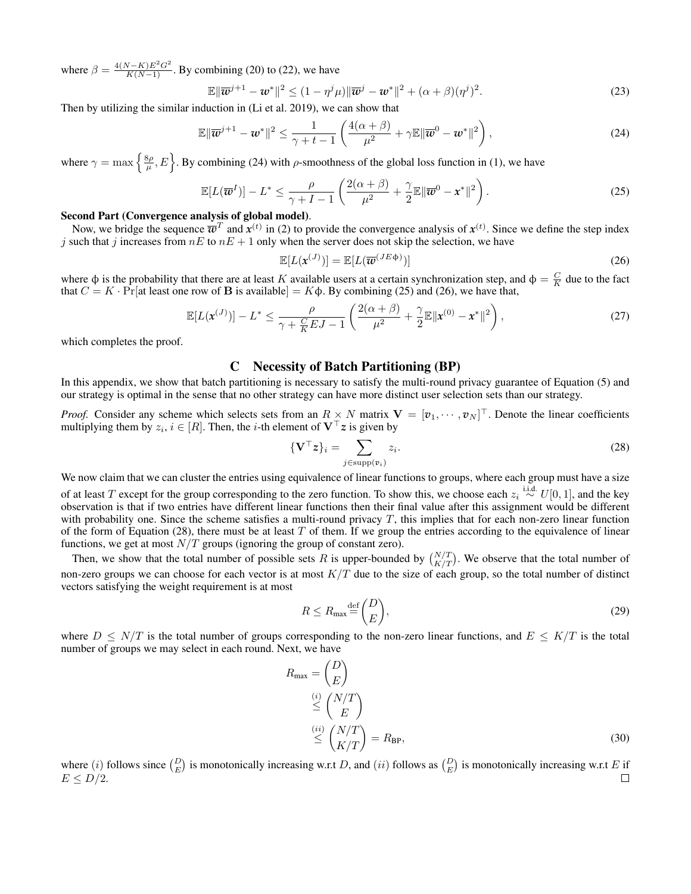where $\beta = \frac{4(N-K)E^2G^2}{K(N-1)}$. By combining (20) to (22), we have

$$\mathbb{E}\|\overline{\boldsymbol{w}}^{j+1} - \boldsymbol{w}^*\|^2 \leq (1-\eta^j\mu)\|\overline{\boldsymbol{w}}^j - \boldsymbol{w}^*\|^2 + (\alpha+\beta)(\eta^j)^2. \tag{23}$$

Then by utilizing the similar induction in (Li et al. 2019), we can show that

$$\mathbb{E}\|\overline{\boldsymbol{w}}^{j+1} - \boldsymbol{w}^*\|^2 \leq \frac{1}{\gamma+t-1}\left(\frac{4(\alpha+\beta)}{\mu^2} + \gamma\mathbb{E}\|\overline{\boldsymbol{w}}^0 - \boldsymbol{w}^*\|^2\right), \tag{24}$$

where $\gamma = \max\left\{\frac{8\rho}{\mu}, E\right\}$. By combining (24) with $\rho$-smoothness of the global loss function in (1), we have

$$\mathbb{E}[L(\overline{\boldsymbol{w}}^I)] - L^* \leq \frac{\rho}{\gamma+I-1}\left(\frac{2(\alpha+\beta)}{\mu^2} + \frac{\gamma}{2}\mathbb{E}\|\overline{\boldsymbol{w}}^0 - \boldsymbol{x}^*\|^2\right). \tag{25}$$

**Second Part (Convergence analysis of global model)**.

Now, we bridge the sequence $\overline{\boldsymbol{w}}^T$ and $\boldsymbol{x}^{(t)}$ in (2) to provide the convergence analysis of $\boldsymbol{x}^{(t)}$. Since we define the step index $j$ such that $j$ increases from $nE$ to $nE+1$ only when the server does not skip the selection, we have

$$\mathbb{E}[L(\boldsymbol{x}^{(J)})] = \mathbb{E}[L(\overline{\boldsymbol{w}}^{(JE\phi)})] \tag{26}$$

where $\phi$ is the probability that there are at least $K$ available users at a certain synchronization step, and $\phi = \frac{C}{K}$ due to the fact that $C = K \cdot \Pr[\text{at least one row of } \mathbf{B} \text{ is available}] = K\phi$. By combining (25) and (26), we have that,

$$\mathbb{E}[L(\boldsymbol{x}^{(J)})] - L^* \leq \frac{\rho}{\gamma+\frac{C}{K}EJ-1}\left(\frac{2(\alpha+\beta)}{\mu^2} + \frac{\gamma}{2}\mathbb{E}\|\boldsymbol{x}^{(0)} - \boldsymbol{x}^*\|^2\right), \tag{27}$$

which completes the proof.

## C Necessity of Batch Partitioning (BP)

In this appendix, we show that batch partitioning is necessary to satisfy the multi-round privacy guarantee of Equation (5) and our strategy is optimal in the sense that no other strategy can have more distinct user selection sets than our strategy.

*Proof.* Consider any scheme which selects sets from an $R \times N$ matrix $\mathbf{V} = [\boldsymbol{v}_1, \cdots, \boldsymbol{v}_N]^\top$. Denote the linear coefficients multiplying them by $z_i$, $i \in [R]$. Then, the $i$-th element of $\mathbf{V}^\top \boldsymbol{z}$ is given by

$$\{\mathbf{V}^\top \boldsymbol{z}\}_i = \sum_{j \in \text{supp}(\boldsymbol{v}_i)} z_i. \tag{28}$$

We now claim that we can cluster the entries using equivalence of linear functions to groups, where each group must have a size of at least $T$ except for the group corresponding to the zero function. To show this, we choose each $z_i \overset{\text{i.i.d.}}{\sim} U[0,1]$, and the key observation is that if two entries have different linear functions then their final value after this assignment would be different with probability one. Since the scheme satisfies a multi-round privacy $T$, this implies that for each non-zero linear function of the form of Equation (28), there must be at least $T$ of them. If we group the entries according to the equivalence of linear functions, we get at most $N/T$ groups (ignoring the group of constant zero).

Then, we show that the total number of possible sets $R$ is upper-bounded by $\binom{N/T}{K/T}$. We observe that the total number of non-zero groups we can choose for each vector is at most $K/T$ due to the size of each group, so the total number of distinct vectors satisfying the weight requirement is at most

$$R \leq R_{\text{max}} \overset{\text{def}}{=} \binom{D}{E}, \tag{29}$$

where $D \leq N/T$ is the total number of groups corresponding to the non-zero linear functions, and $E \leq K/T$ is the total number of groups we may select in each round. Next, we have

$$\begin{aligned} R_{\text{max}} &= \binom{D}{E} \\ &\overset{(i)}{\leq} \binom{N/T}{E} \\ &\overset{(ii)}{\leq} \binom{N/T}{K/T} = R_{\text{BP}}, \end{aligned} \tag{30}$$

where $(i)$ follows since $\binom{D}{E}$ is monotonically increasing w.r.t $D$, and $(ii)$ follows as $\binom{D}{E}$ is monotonically increasing w.r.t $E$ if $E \leq D/2$. □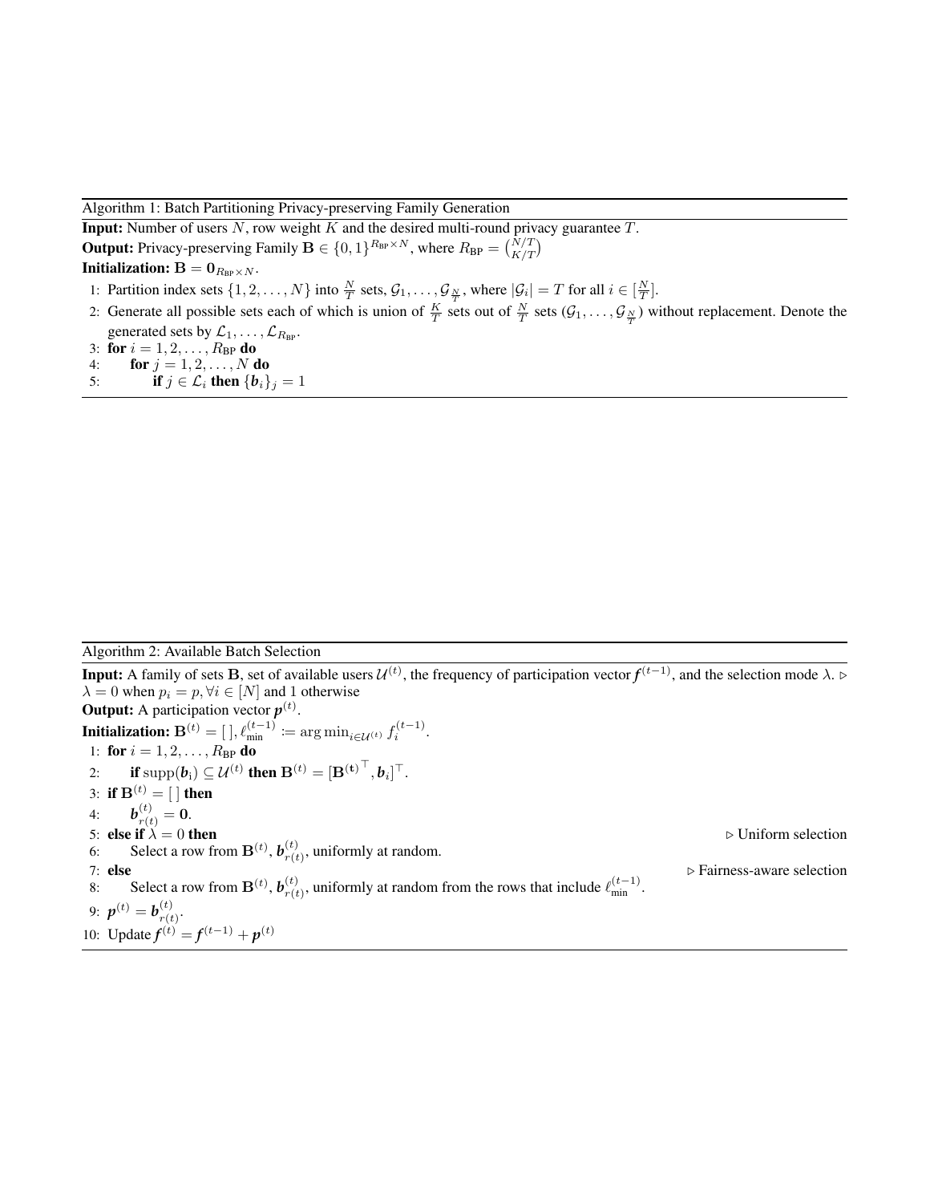Algorithm 1: Batch Partitioning Privacy-preserving Family Generation

**Input:** Number of users $N$, row weight $K$ and the desired multi-round privacy guarantee $T$.

**Output:** Privacy-preserving Family $\mathbf{B} \in \{0,1\}^{R_{\text{BP}} \times N}$, where $R_{\text{BP}} = \binom{N/T}{K/T}$

**Initialization:** $\mathbf{B} = \mathbf{0}_{R_{\text{BP}} \times N}$.

1: Partition index sets $\{1, 2, \ldots, N\}$ into $\frac{N}{T}$ sets, $\mathcal{G}_1, \ldots, \mathcal{G}_{\frac{N}{T}}$, where $|\mathcal{G}_i| = T$ for all $i \in [\frac{N}{T}]$.

2: Generate all possible sets each of which is union of $\frac{K}{T}$ sets out of $\frac{N}{T}$ sets ($\mathcal{G}_1, \ldots, \mathcal{G}_{\frac{N}{T}}$) without replacement. Denote the generated sets by $\mathcal{L}_1, \ldots, \mathcal{L}_{R_{\text{BP}}}$.

3: **for** $i = 1, 2, \ldots, R_{\text{BP}}$ **do**

4: &nbsp;&nbsp;&nbsp;&nbsp;**for** $j = 1, 2, \ldots, N$ **do**

5: &nbsp;&nbsp;&nbsp;&nbsp;&nbsp;&nbsp;&nbsp;&nbsp;**if** $j \in \mathcal{L}_i$ **then** $\{\boldsymbol{b}_i\}_j = 1$

Algorithm 2: Available Batch Selection

**Input:** A family of sets $\mathbf{B}$, set of available users $\mathcal{U}^{(t)}$, the frequency of participation vector $\boldsymbol{f}^{(t-1)}$, and the selection mode $\lambda$. ▷ $\lambda = 0$ when $p_i = p, \forall i \in [N]$ and 1 otherwise

**Output:** A participation vector $\boldsymbol{p}^{(t)}$.

**Initialization:** $\mathbf{B}^{(t)} = [\,], \ell_{\text{min}}^{(t-1)} := \arg\min_{i \in \mathcal{U}^{(t)}} f_i^{(t-1)}$.

1: **for** $i = 1, 2, \ldots, R_{\text{BP}}$ **do**

2: &nbsp;&nbsp;&nbsp;&nbsp;**if** $\text{supp}(\boldsymbol{b}_i) \subseteq \mathcal{U}^{(t)}$ **then** $\mathbf{B}^{(t)} = [\mathbf{B}^{(\mathbf{t})\top}, \boldsymbol{b}_i]^\top$.

3: **if** $\mathbf{B}^{(t)} = [\,]$ **then**

4: &nbsp;&nbsp;&nbsp;&nbsp;$\boldsymbol{b}_{r(t)}^{(t)} = \mathbf{0}$.

5: **else if** $\lambda = 0$ **then** ▷ Uniform selection

6: &nbsp;&nbsp;&nbsp;&nbsp;Select a row from $\mathbf{B}^{(t)}$, $\boldsymbol{b}_{r(t)}^{(t)}$, uniformly at random.

7: **else** ▷ Fairness-aware selection

8: &nbsp;&nbsp;&nbsp;&nbsp;Select a row from $\mathbf{B}^{(t)}$, $\boldsymbol{b}_{r(t)}^{(t)}$, uniformly at random from the rows that include $\ell_{\text{min}}^{(t-1)}$.

9: $\boldsymbol{p}^{(t)} = \boldsymbol{b}_{r(t)}^{(t)}$.

10: Update $\boldsymbol{f}^{(t)} = \boldsymbol{f}^{(t-1)} + \boldsymbol{p}^{(t)}$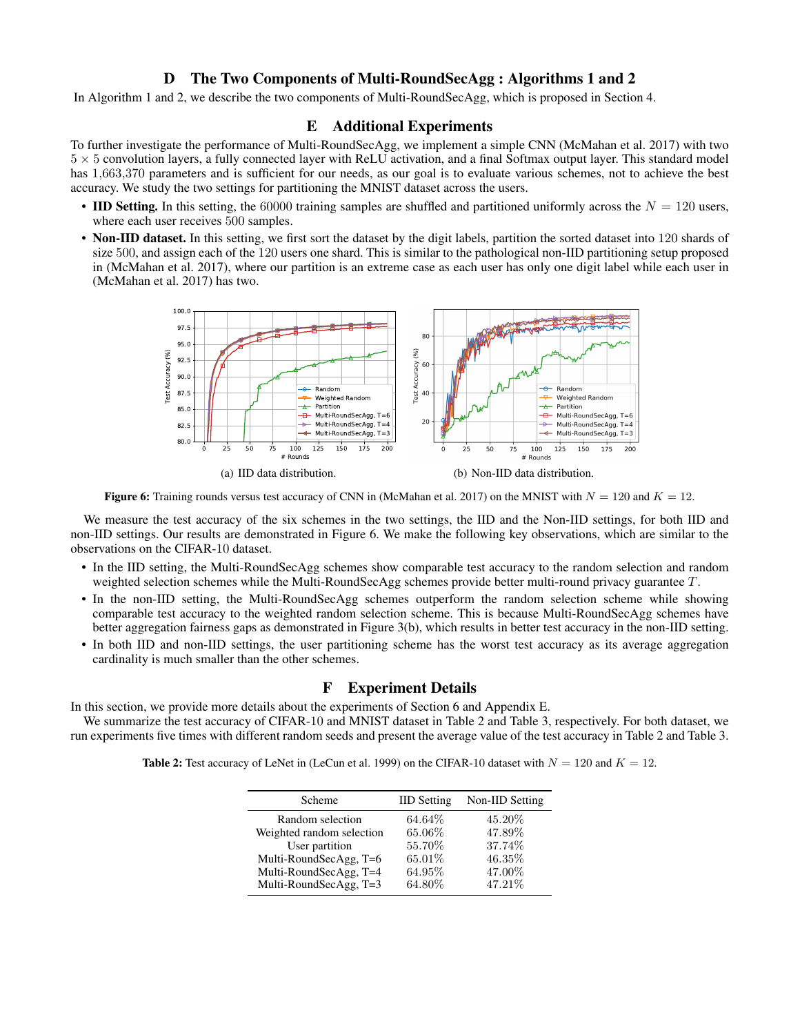## D The Two Components of Multi-RoundSecAgg : Algorithms 1 and 2

In Algorithm 1 and 2, we describe the two components of Multi-RoundSecAgg, which is proposed in Section 4.

## E Additional Experiments

To further investigate the performance of Multi-RoundSecAgg, we implement a simple CNN (McMahan et al. 2017) with two $5 \times 5$ convolution layers, a fully connected layer with ReLU activation, and a final Softmax output layer. This standard model has $1{,}663{,}370$ parameters and is sufficient for our needs, as our goal is to evaluate various schemes, not to achieve the best accuracy. We study the two settings for partitioning the MNIST dataset across the users.

- **IID Setting.** In this setting, the $60000$ training samples are shuffled and partitioned uniformly across the $N = 120$ users, where each user receives $500$ samples.
- **Non-IID dataset.** In this setting, we first sort the dataset by the digit labels, partition the sorted dataset into $120$ shards of size $500$, and assign each of the $120$ users one shard. This is similar to the pathological non-IID partitioning setup proposed in (McMahan et al. 2017), where our partition is an extreme case as each user has only one digit label while each user in (McMahan et al. 2017) has two.

(a) IID data distribution.

(b) Non-IID data distribution.

**Figure 6:** Training rounds versus test accuracy of CNN in (McMahan et al. 2017) on the MNIST with $N = 120$ and $K = 12$.

We measure the test accuracy of the six schemes in the two settings, the IID and the Non-IID settings, for both IID and non-IID settings. Our results are demonstrated in Figure 6. We make the following key observations, which are similar to the observations on the CIFAR-10 dataset.

- In the IID setting, the Multi-RoundSecAgg schemes show comparable test accuracy to the random selection and random weighted selection schemes while the Multi-RoundSecAgg schemes provide better multi-round privacy guarantee $T$.
- In the non-IID setting, the Multi-RoundSecAgg schemes outperform the random selection scheme while showing comparable test accuracy to the weighted random selection scheme. This is because Multi-RoundSecAgg schemes have better aggregation fairness gaps as demonstrated in Figure 3(b), which results in better test accuracy in the non-IID setting.
- In both IID and non-IID settings, the user partitioning scheme has the worst test accuracy as its average aggregation cardinality is much smaller than the other schemes.

## F Experiment Details

In this section, we provide more details about the experiments of Section 6 and Appendix E.

We summarize the test accuracy of CIFAR-10 and MNIST dataset in Table 2 and Table 3, respectively. For both dataset, we run experiments five times with different random seeds and present the average value of the test accuracy in Table 2 and Table 3.

**Table 2:** Test accuracy of LeNet in (LeCun et al. 1999) on the CIFAR-10 dataset with $N = 120$ and $K = 12$.

| Scheme | IID Setting | Non-IID Setting |
|---|---|---|
| Random selection | 64.64% | 45.20% |
| Weighted random selection | 65.06% | 47.89% |
| User partition | 55.70% | 37.74% |
| Multi-RoundSecAgg, T=6 | 65.01% | 46.35% |
| Multi-RoundSecAgg, T=4 | 64.95% | 47.00% |
| Multi-RoundSecAgg, T=3 | 64.80% | 47.21% |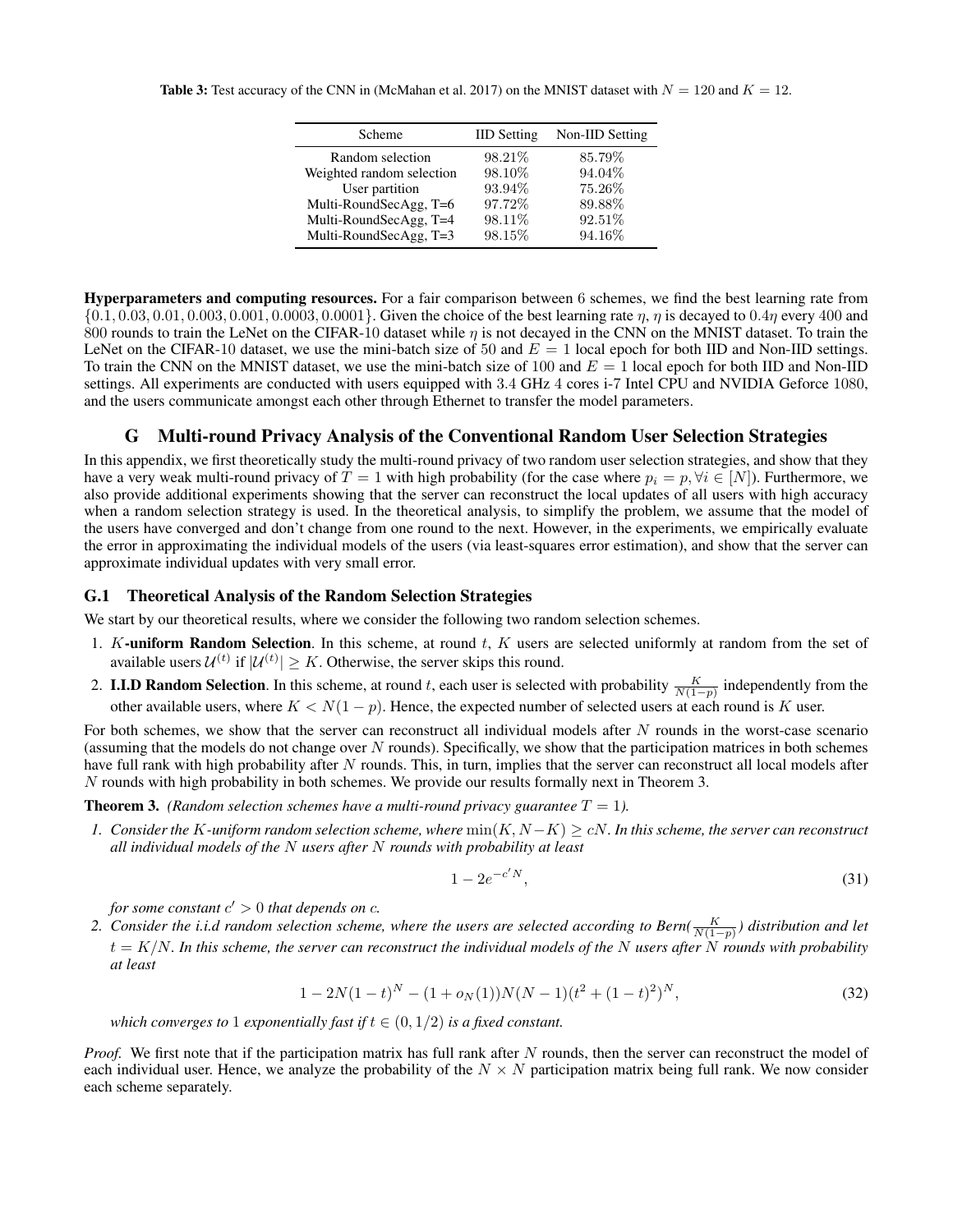**Table 3:** Test accuracy of the CNN in (McMahan et al. 2017) on the MNIST dataset with $N = 120$ and $K = 12$.

| Scheme | IID Setting | Non-IID Setting |
|---|---|---|
| Random selection | 98.21% | 85.79% |
| Weighted random selection | 98.10% | 94.04% |
| User partition | 93.94% | 75.26% |
| Multi-RoundSecAgg, T=6 | 97.72% | 89.88% |
| Multi-RoundSecAgg, T=4 | 98.11% | 92.51% |
| Multi-RoundSecAgg, T=3 | 98.15% | 94.16% |

**Hyperparameters and computing resources.** For a fair comparison between 6 schemes, we find the best learning rate from $\{0.1, 0.03, 0.01, 0.003, 0.001, 0.0003, 0.0001\}$. Given the choice of the best learning rate $\eta$, $\eta$ is decayed to $0.4\eta$ every 400 and 800 rounds to train the LeNet on the CIFAR-10 dataset while $\eta$ is not decayed in the CNN on the MNIST dataset. To train the LeNet on the CIFAR-10 dataset, we use the mini-batch size of 50 and $E = 1$ local epoch for both IID and Non-IID settings. To train the CNN on the MNIST dataset, we use the mini-batch size of 100 and $E = 1$ local epoch for both IID and Non-IID settings. All experiments are conducted with users equipped with 3.4 GHz 4 cores i-7 Intel CPU and NVIDIA Geforce 1080, and the users communicate amongst each other through Ethernet to transfer the model parameters.

## G Multi-round Privacy Analysis of the Conventional Random User Selection Strategies

In this appendix, we first theoretically study the multi-round privacy of two random user selection strategies, and show that they have a very weak multi-round privacy of $T = 1$ with high probability (for the case where $p_i = p, \forall i \in [N]$). Furthermore, we also provide additional experiments showing that the server can reconstruct the local updates of all users with high accuracy when a random selection strategy is used. In the theoretical analysis, to simplify the problem, we assume that the model of the users have converged and don't change from one round to the next. However, in the experiments, we empirically evaluate the error in approximating the individual models of the users (via least-squares error estimation), and show that the server can approximate individual updates with very small error.

### G.1 Theoretical Analysis of the Random Selection Strategies

We start by our theoretical results, where we consider the following two random selection schemes.

1. **$K$-uniform Random Selection**. In this scheme, at round $t$, $K$ users are selected uniformly at random from the set of available users $\mathcal{U}^{(t)}$ if $|\mathcal{U}^{(t)}| \geq K$. Otherwise, the server skips this round.
2. **I.I.D Random Selection**. In this scheme, at round $t$, each user is selected with probability $\frac{K}{N(1-p)}$ independently from the other available users, where $K < N(1-p)$. Hence, the expected number of selected users at each round is $K$ user.

For both schemes, we show that the server can reconstruct all individual models after $N$ rounds in the worst-case scenario (assuming that the models do not change over $N$ rounds). Specifically, we show that the participation matrices in both schemes have full rank with high probability after $N$ rounds. This, in turn, implies that the server can reconstruct all local models after $N$ rounds with high probability in both schemes. We provide our results formally next in Theorem 3.

**Theorem 3.** *(Random selection schemes have a multi-round privacy guarantee $T = 1$).*

1. *Consider the $K$-uniform random selection scheme, where $\min(K, N-K) \geq cN$. In this scheme, the server can reconstruct all individual models of the $N$ users after $N$ rounds with probability at least*

$$1 - 2e^{-c'N}, \tag{31}$$

*for some constant $c' > 0$ that depends on $c$.*

2. *Consider the i.i.d random selection scheme, where the users are selected according to Bern($\frac{K}{N(1-p)}$) distribution and let $t = K/N$. In this scheme, the server can reconstruct the individual models of the $N$ users after $N$ rounds with probability at least*

$$1 - 2N(1-t)^N - (1 + o_N(1))N(N-1)(t^2 + (1-t)^2)^N, \tag{32}$$

*which converges to 1 exponentially fast if $t \in (0, 1/2)$ is a fixed constant.*

*Proof.* We first note that if the participation matrix has full rank after $N$ rounds, then the server can reconstruct the model of each individual user. Hence, we analyze the probability of the $N \times N$ participation matrix being full rank. We now consider each scheme separately.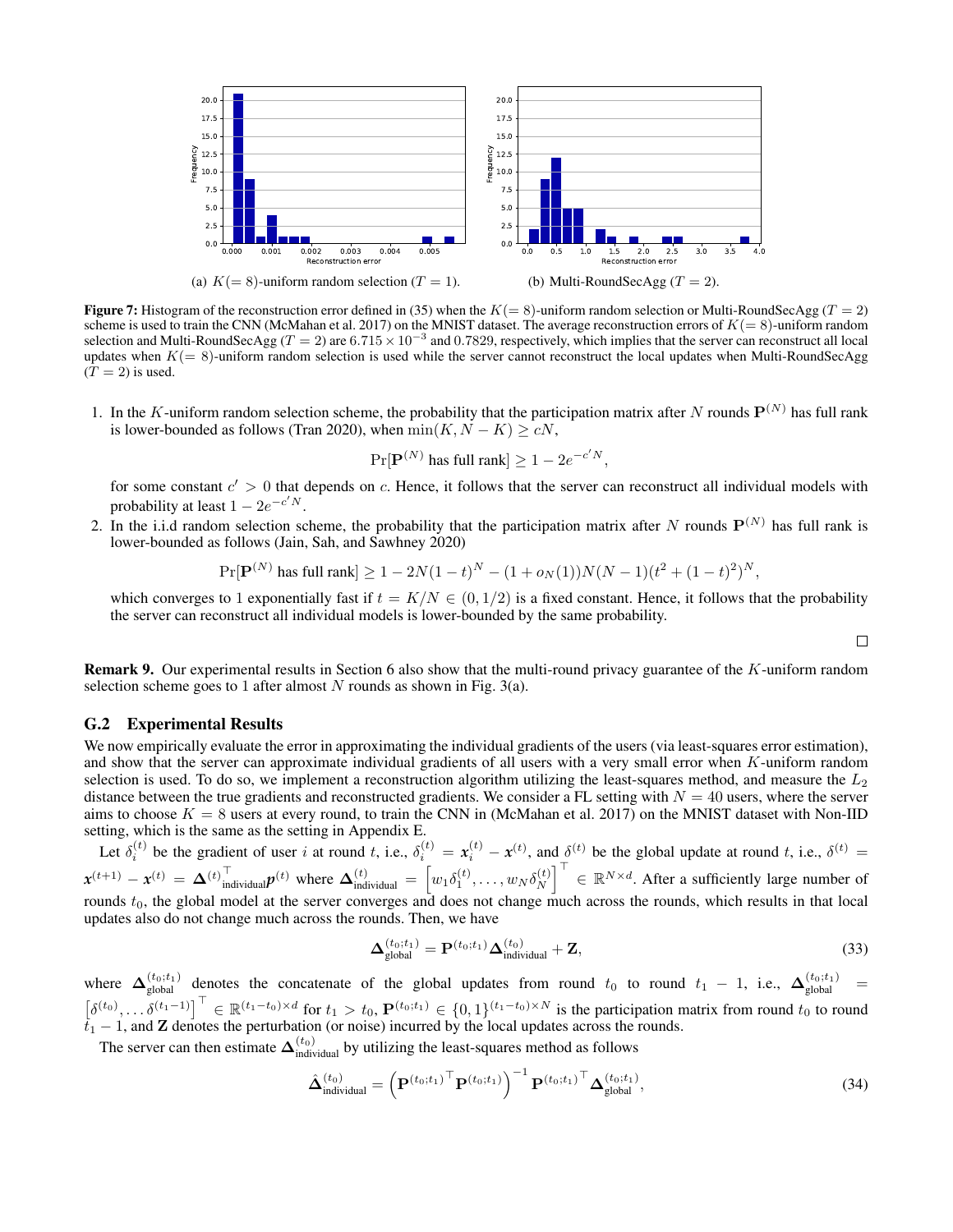(a) $K(=8)$-uniform random selection ($T = 1$).

(b) Multi-RoundSecAgg ($T = 2$).

**Figure 7:** Histogram of the reconstruction error defined in (35) when the $K(=8)$-uniform random selection or Multi-RoundSecAgg ($T = 2$) scheme is used to train the CNN (McMahan et al. 2017) on the MNIST dataset. The average reconstruction errors of $K(=8)$-uniform random selection and Multi-RoundSecAgg ($T = 2$) are $6.715 \times 10^{-3}$ and $0.7829$, respectively, which implies that the server can reconstruct all local updates when $K(=8)$-uniform random selection is used while the server cannot reconstruct the local updates when Multi-RoundSecAgg ($T = 2$) is used.

1. In the $K$-uniform random selection scheme, the probability that the participation matrix after $N$ rounds $\mathbf{P}^{(N)}$ has full rank is lower-bounded as follows (Tran 2020), when $\min(K, N-K) \geq cN$,

$$\Pr[\mathbf{P}^{(N)} \text{ has full rank}] \geq 1 - 2e^{-c'N},$$

for some constant $c' > 0$ that depends on $c$. Hence, it follows that the server can reconstruct all individual models with probability at least $1 - 2e^{-c'N}$.

2. In the i.i.d random selection scheme, the probability that the participation matrix after $N$ rounds $\mathbf{P}^{(N)}$ has full rank is lower-bounded as follows (Jain, Sah, and Sawhney 2020)

$$\Pr[\mathbf{P}^{(N)} \text{ has full rank}] \geq 1 - 2N(1-t)^N - (1 + o_N(1))N(N-1)(t^2 + (1-t)^2)^N,$$

which converges to 1 exponentially fast if $t = K/N \in (0, 1/2)$ is a fixed constant. Hence, it follows that the probability the server can reconstruct all individual models is lower-bounded by the same probability.

□

**Remark 9.** Our experimental results in Section 6 also show that the multi-round privacy guarantee of the $K$-uniform random selection scheme goes to 1 after almost $N$ rounds as shown in Fig. 3(a).

## G.2 Experimental Results

We now empirically evaluate the error in approximating the individual gradients of the users (via least-squares error estimation), and show that the server can approximate individual gradients of all users with a very small error when $K$-uniform random selection is used. To do so, we implement a reconstruction algorithm utilizing the least-squares method, and measure the $L_2$ distance between the true gradients and reconstructed gradients. We consider a FL setting with $N = 40$ users, where the server aims to choose $K = 8$ users at every round, to train the CNN in (McMahan et al. 2017) on the MNIST dataset with Non-IID setting, which is the same as the setting in Appendix E.

Let $\delta_i^{(t)}$ be the gradient of user $i$ at round $t$, i.e., $\delta_i^{(t)} = \boldsymbol{x}_i^{(t)} - \boldsymbol{x}^{(t)}$, and $\delta^{(t)}$ be the global update at round $t$, i.e., $\delta^{(t)} = \boldsymbol{x}^{(t+1)} - \boldsymbol{x}^{(t)} = {\mathbf{\Delta}^{(t)}}^{\top}_{\text{individual}} \boldsymbol{p}^{(t)}$ where $\mathbf{\Delta}_{\text{individual}}^{(t)} = \left[w_1\delta_1^{(t)}, \ldots, w_N\delta_N^{(t)}\right]^{\top} \in \mathbb{R}^{N \times d}$. After a sufficiently large number of rounds $t_0$, the global model at the server converges and does not change much across the rounds, which results in that local updates also do not change much across the rounds. Then, we have

$$\mathbf{\Delta}_{\text{global}}^{(t_0;t_1)} = \mathbf{P}^{(t_0;t_1)} \mathbf{\Delta}_{\text{individual}}^{(t_0)} + \mathbf{Z}, \tag{33}$$

where $\mathbf{\Delta}_{\text{global}}^{(t_0;t_1)}$ denotes the concatenate of the global updates from round $t_0$ to round $t_1 - 1$, i.e., $\mathbf{\Delta}_{\text{global}}^{(t_0;t_1)} = \left[\delta^{(t_0)}, \ldots \delta^{(t_1-1)}\right]^{\top} \in \mathbb{R}^{(t_1-t_0) \times d}$ for $t_1 > t_0$, $\mathbf{P}^{(t_0;t_1)} \in \{0,1\}^{(t_1-t_0) \times N}$ is the participation matrix from round $t_0$ to round $t_1 - 1$, and $\mathbf{Z}$ denotes the perturbation (or noise) incurred by the local updates across the rounds.

The server can then estimate $\mathbf{\Delta}_{\text{individual}}^{(t_0)}$ by utilizing the least-squares method as follows

$$\hat{\mathbf{\Delta}}_{\text{individual}}^{(t_0)} = \left({\mathbf{P}^{(t_0;t_1)}}^{\top} \mathbf{P}^{(t_0;t_1)}\right)^{-1} {\mathbf{P}^{(t_0;t_1)}}^{\top} \mathbf{\Delta}_{\text{global}}^{(t_0;t_1)}, \tag{34}$$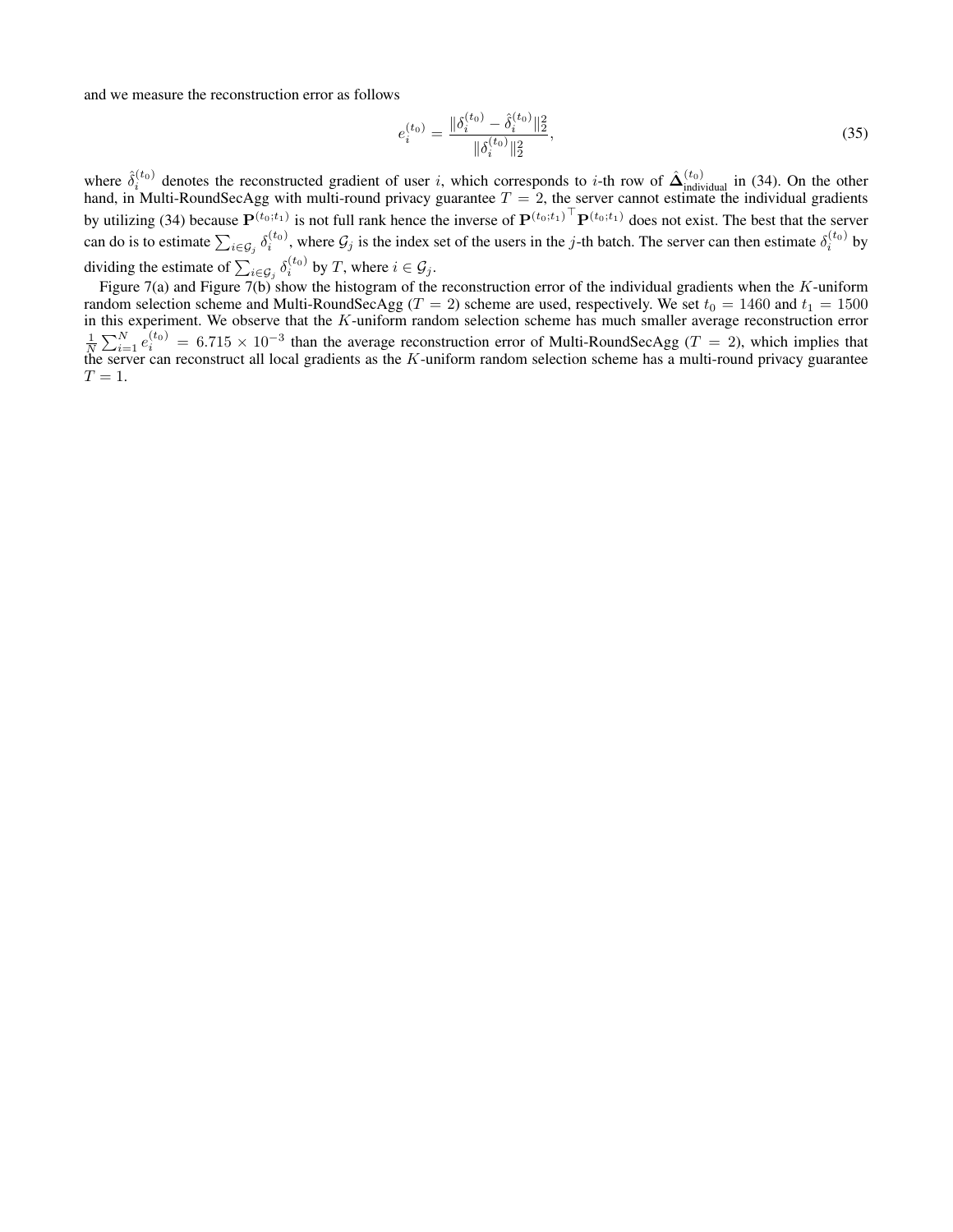and we measure the reconstruction error as follows

$$e_i^{(t_0)} = \frac{\|\delta_i^{(t_0)} - \hat{\delta}_i^{(t_0)}\|_2^2}{\|\delta_i^{(t_0)}\|_2^2}, \tag{35}$$

where $\hat{\delta}_i^{(t_0)}$ denotes the reconstructed gradient of user $i$, which corresponds to $i$-th row of $\hat{\mathbf{\Delta}}_{\text{individual}}^{(t_0)}$ in (34). On the other hand, in Multi-RoundSecAgg with multi-round privacy guarantee $T = 2$, the server cannot estimate the individual gradients by utilizing (34) because $\mathbf{P}^{(t_0;t_1)}$ is not full rank hence the inverse of ${\mathbf{P}^{(t_0;t_1)}}^\top \mathbf{P}^{(t_0;t_1)}$ does not exist. The best that the server can do is to estimate $\sum_{i \in \mathcal{G}_j} \delta_i^{(t_0)}$, where $\mathcal{G}_j$ is the index set of the users in the $j$-th batch. The server can then estimate $\delta_i^{(t_0)}$ by dividing the estimate of $\sum_{i \in \mathcal{G}_j} \delta_i^{(t_0)}$ by $T$, where $i \in \mathcal{G}_j$.

Figure 7(a) and Figure 7(b) show the histogram of the reconstruction error of the individual gradients when the $K$-uniform random selection scheme and Multi-RoundSecAgg ($T = 2$) scheme are used, respectively. We set $t_0 = 1460$ and $t_1 = 1500$ in this experiment. We observe that the $K$-uniform random selection scheme has much smaller average reconstruction error $\frac{1}{N}\sum_{i=1}^{N} e_i^{(t_0)} = 6.715 \times 10^{-3}$ than the average reconstruction error of Multi-RoundSecAgg ($T = 2$), which implies that the server can reconstruct all local gradients as the $K$-uniform random selection scheme has a multi-round privacy guarantee $T = 1$.